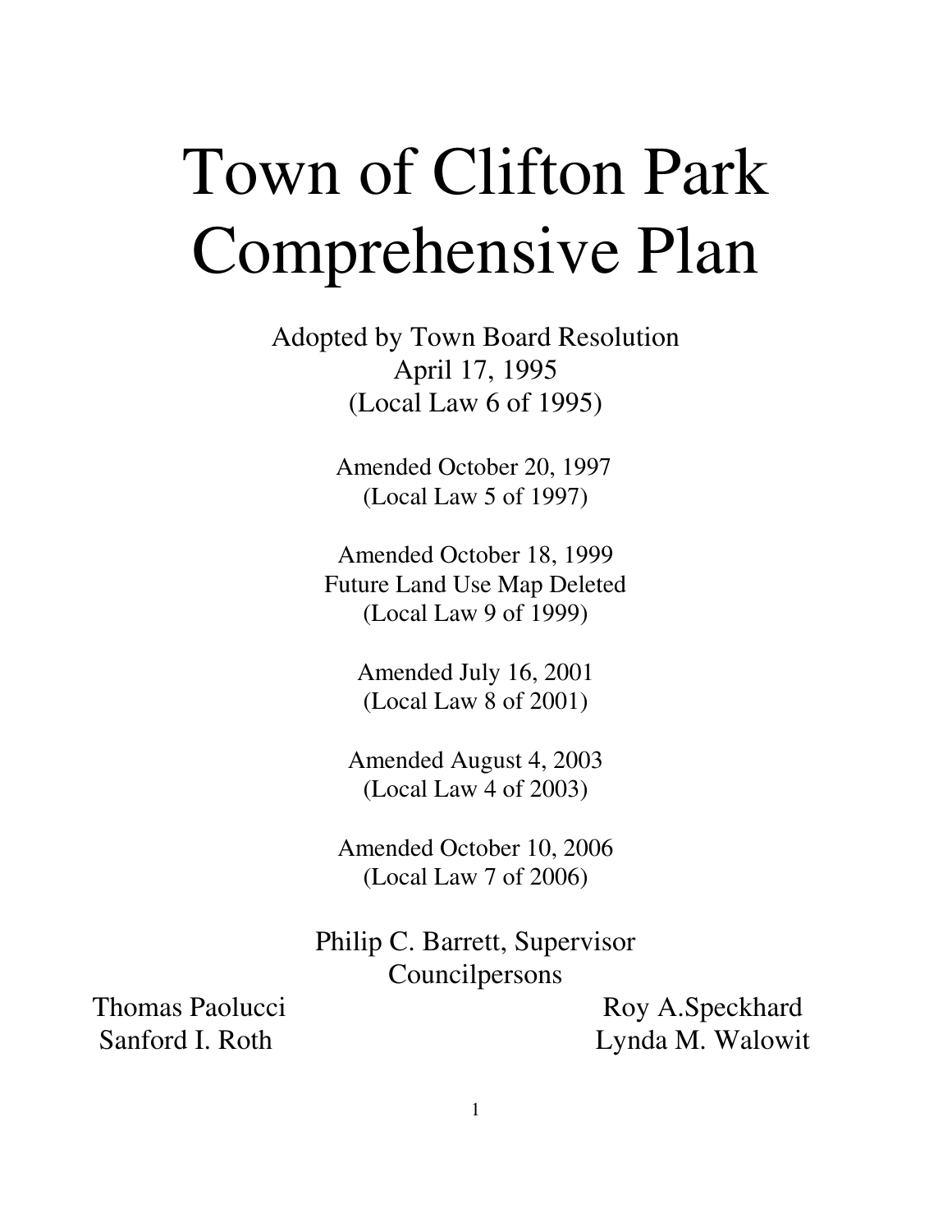# Town of Clifton Park Comprehensive Plan

Adopted by Town Board Resolution
April 17, 1995
(Local Law 6 of 1995)

Amended October 20, 1997
(Local Law 5 of 1997)

Amended October 18, 1999
Future Land Use Map Deleted
(Local Law 9 of 1999)

Amended July 16, 2001
(Local Law 8 of 2001)

Amended August 4, 2003
(Local Law 4 of 2003)

Amended October 10, 2006
(Local Law 7 of 2006)

Philip C. Barrett, Supervisor
Councilpersons

Thomas Paolucci
Sanford I. Roth
Roy A.Speckhard
Lynda M. Walowit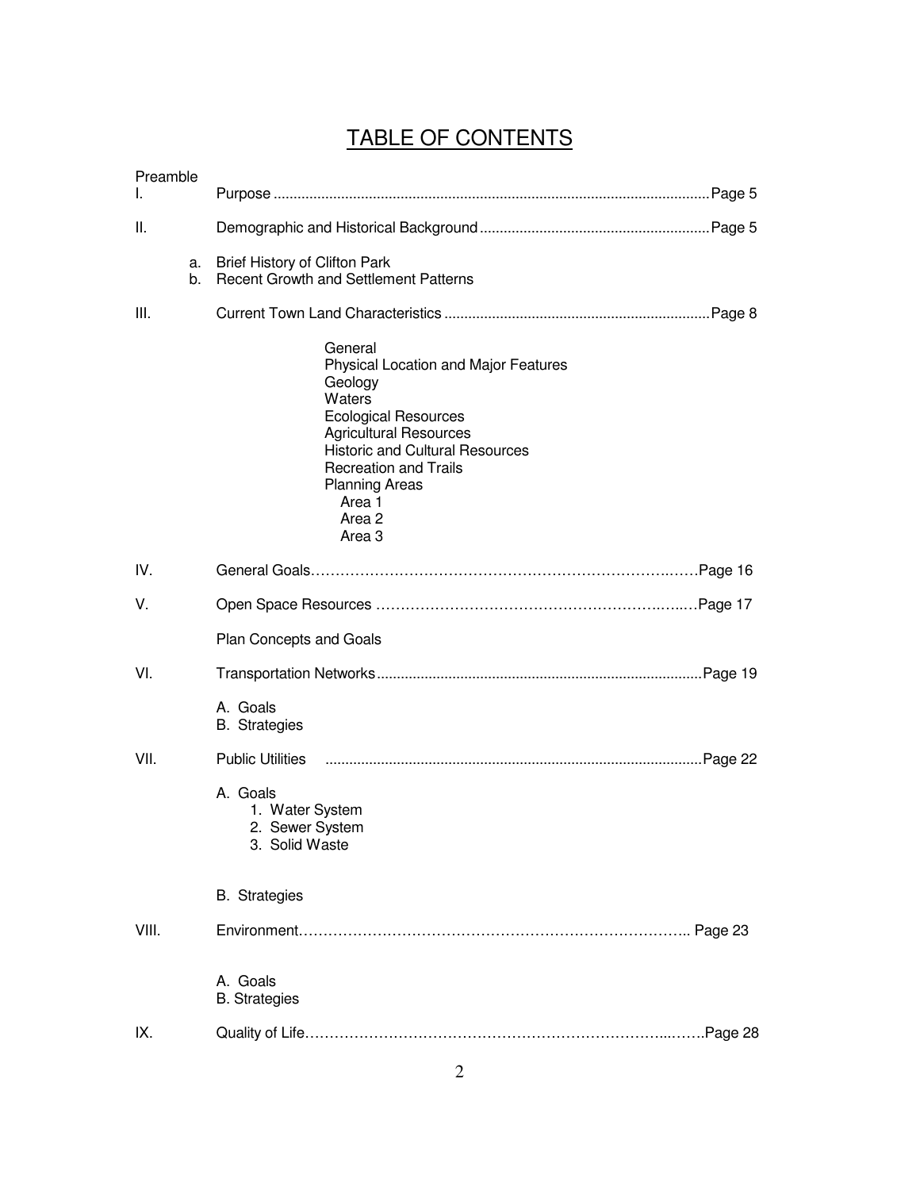# TABLE OF CONTENTS

Preamble

I. Purpose ............................................................................................................Page 5

II. Demographic and Historical Background ..........................................................Page 5

- a. Brief History of Clifton Park
- b. Recent Growth and Settlement Patterns

III. Current Town Land Characteristics ..................................................................Page 8

- General
- Physical Location and Major Features
- Geology
- Waters
- Ecological Resources
- Agricultural Resources
- Historic and Cultural Resources
- Recreation and Trails
- Planning Areas
  - Area 1
  - Area 2
  - Area 3

IV. General Goals……………………………………………………………….……Page 16

V. Open Space Resources …………………………………………………….…..…Page 17

- Plan Concepts and Goals

VI. Transportation Networks.................................................................................Page 19

- A. Goals
- B. Strategies

VII. Public Utilities .............................................................................................Page 22

- A. Goals
  1. Water System
  2. Sewer System
  3. Solid Waste
- B. Strategies

VIII. Environment……………………………………………………………………….. Page 23

- A. Goals
- B. Strategies

IX. Quality of Life…………………………………………………………………...…….Page 28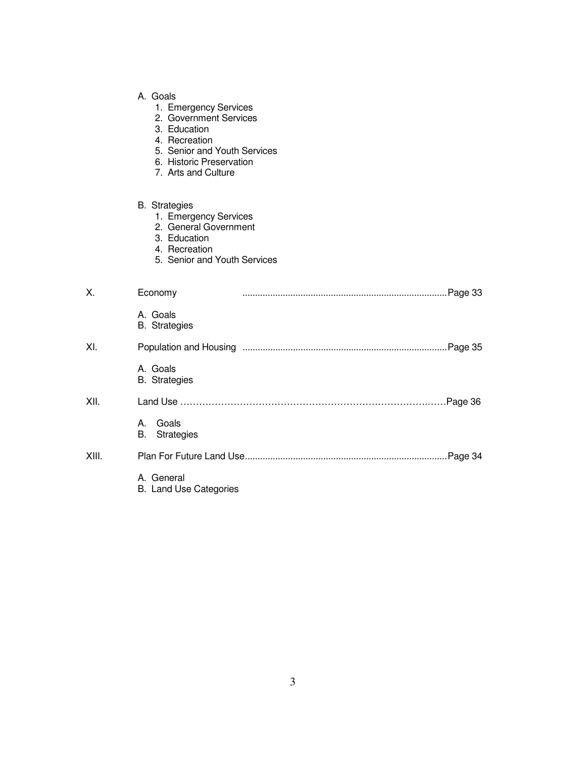A. Goals
   1. Emergency Services
   2. Government Services
   3. Education
   4. Recreation
   5. Senior and Youth Services
   6. Historic Preservation
   7. Arts and Culture

B. Strategies
   1. Emergency Services
   2. General Government
   3. Education
   4. Recreation
   5. Senior and Youth Services

X. Economy ................................................................................Page 33

   A. Goals
   B. Strategies

XI. Population and Housing ................................................................................Page 35

   A. Goals
   B. Strategies

XII. Land Use ……………………………………………………………………….……Page 36

   A. Goals
   B. Strategies

XIII. Plan For Future Land Use...............................................................................Page 34

   A. General
   B. Land Use Categories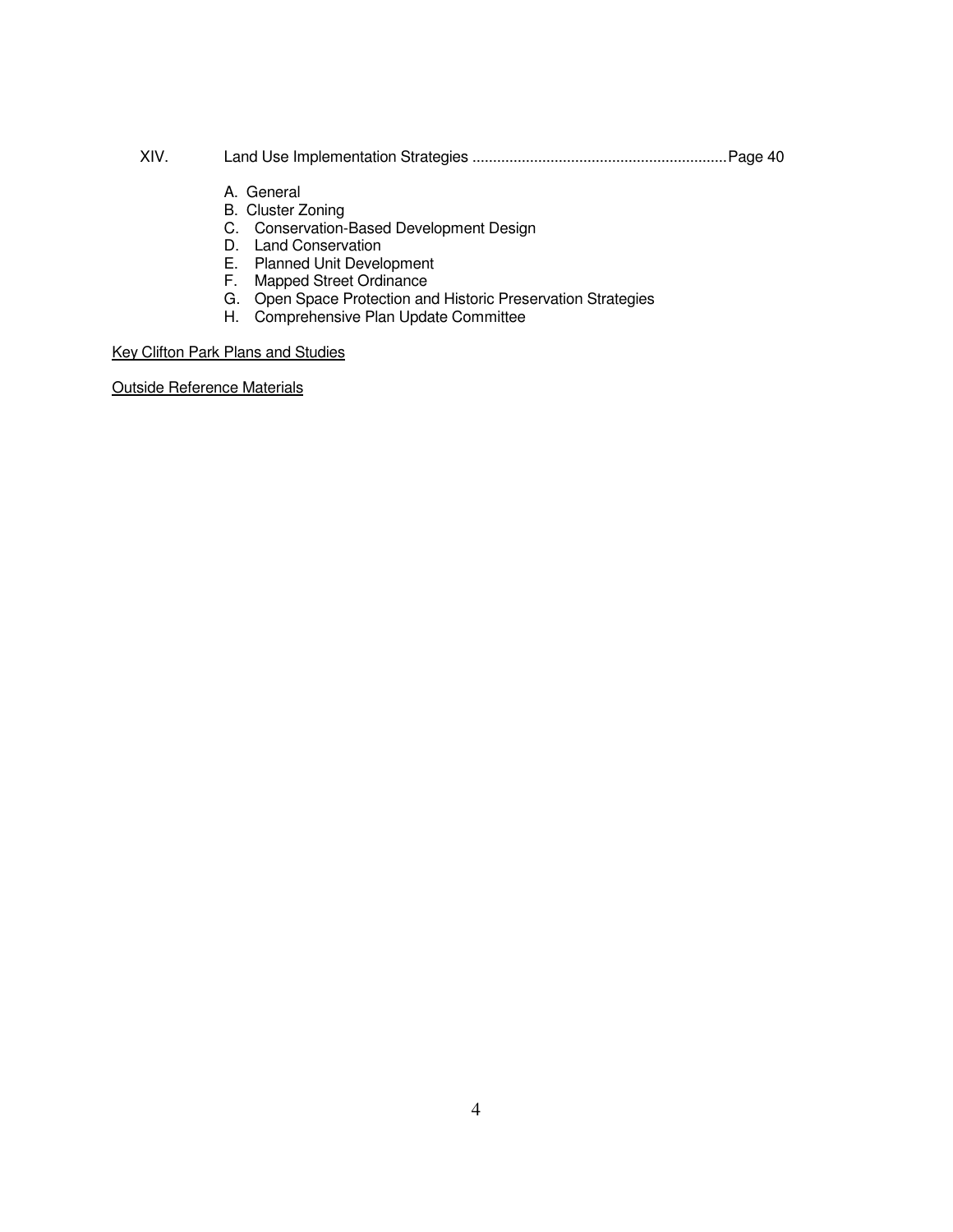XIV. Land Use Implementation Strategies ............................................................. Page 40

A. General
B. Cluster Zoning
C. Conservation-Based Development Design
D. Land Conservation
E. Planned Unit Development
F. Mapped Street Ordinance
G. Open Space Protection and Historic Preservation Strategies
H. Comprehensive Plan Update Committee

<u>Key Clifton Park Plans and Studies</u>

<u>Outside Reference Materials</u>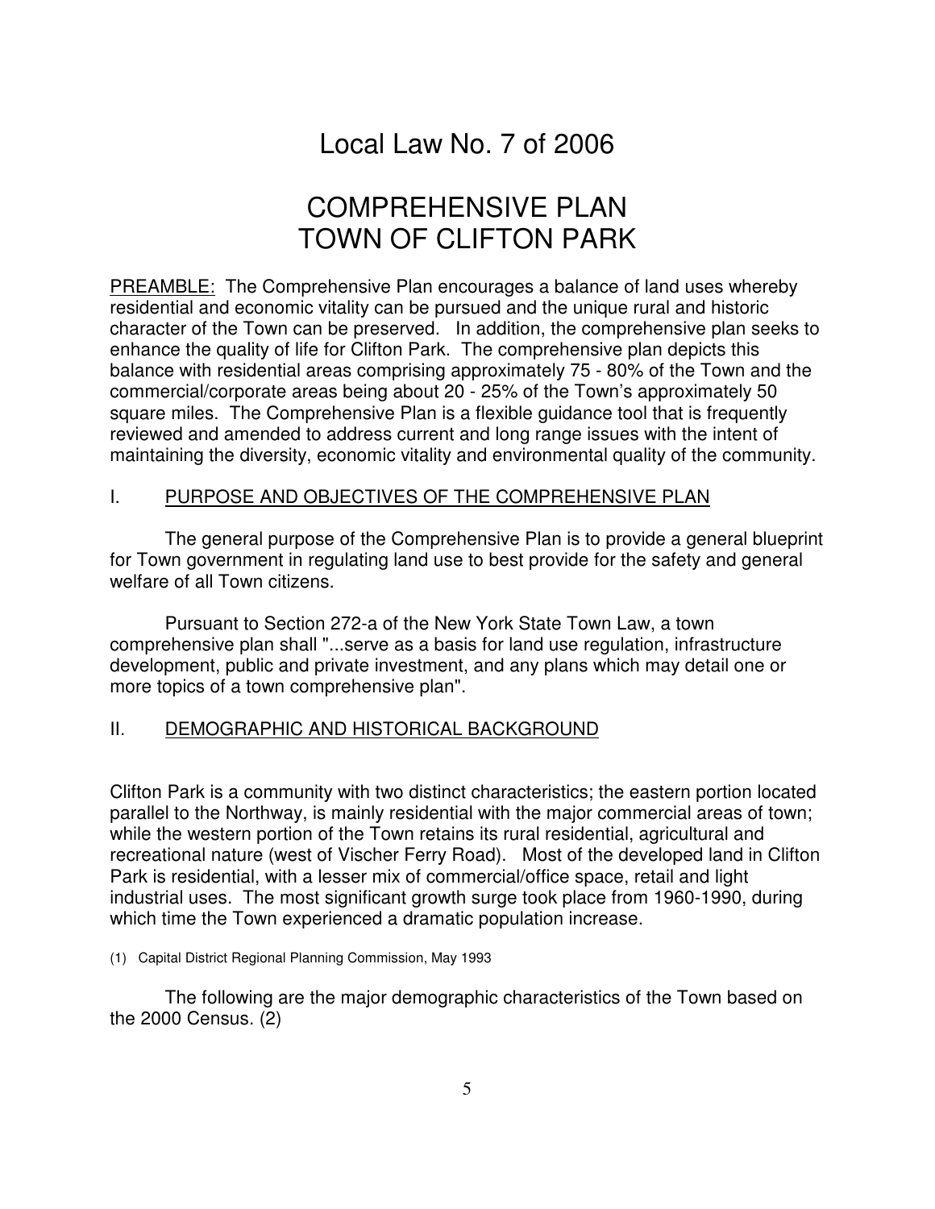# Local Law No. 7 of 2006

# COMPREHENSIVE PLAN
# TOWN OF CLIFTON PARK

PREAMBLE: The Comprehensive Plan encourages a balance of land uses whereby residential and economic vitality can be pursued and the unique rural and historic character of the Town can be preserved. In addition, the comprehensive plan seeks to enhance the quality of life for Clifton Park. The comprehensive plan depicts this balance with residential areas comprising approximately 75 - 80% of the Town and the commercial/corporate areas being about 20 - 25% of the Town's approximately 50 square miles. The Comprehensive Plan is a flexible guidance tool that is frequently reviewed and amended to address current and long range issues with the intent of maintaining the diversity, economic vitality and environmental quality of the community.

## I. PURPOSE AND OBJECTIVES OF THE COMPREHENSIVE PLAN

The general purpose of the Comprehensive Plan is to provide a general blueprint for Town government in regulating land use to best provide for the safety and general welfare of all Town citizens.

Pursuant to Section 272-a of the New York State Town Law, a town comprehensive plan shall "...serve as a basis for land use regulation, infrastructure development, public and private investment, and any plans which may detail one or more topics of a town comprehensive plan".

## II. DEMOGRAPHIC AND HISTORICAL BACKGROUND

Clifton Park is a community with two distinct characteristics; the eastern portion located parallel to the Northway, is mainly residential with the major commercial areas of town; while the western portion of the Town retains its rural residential, agricultural and recreational nature (west of Vischer Ferry Road). Most of the developed land in Clifton Park is residential, with a lesser mix of commercial/office space, retail and light industrial uses. The most significant growth surge took place from 1960-1990, during which time the Town experienced a dramatic population increase.

(1) Capital District Regional Planning Commission, May 1993

The following are the major demographic characteristics of the Town based on the 2000 Census. (2)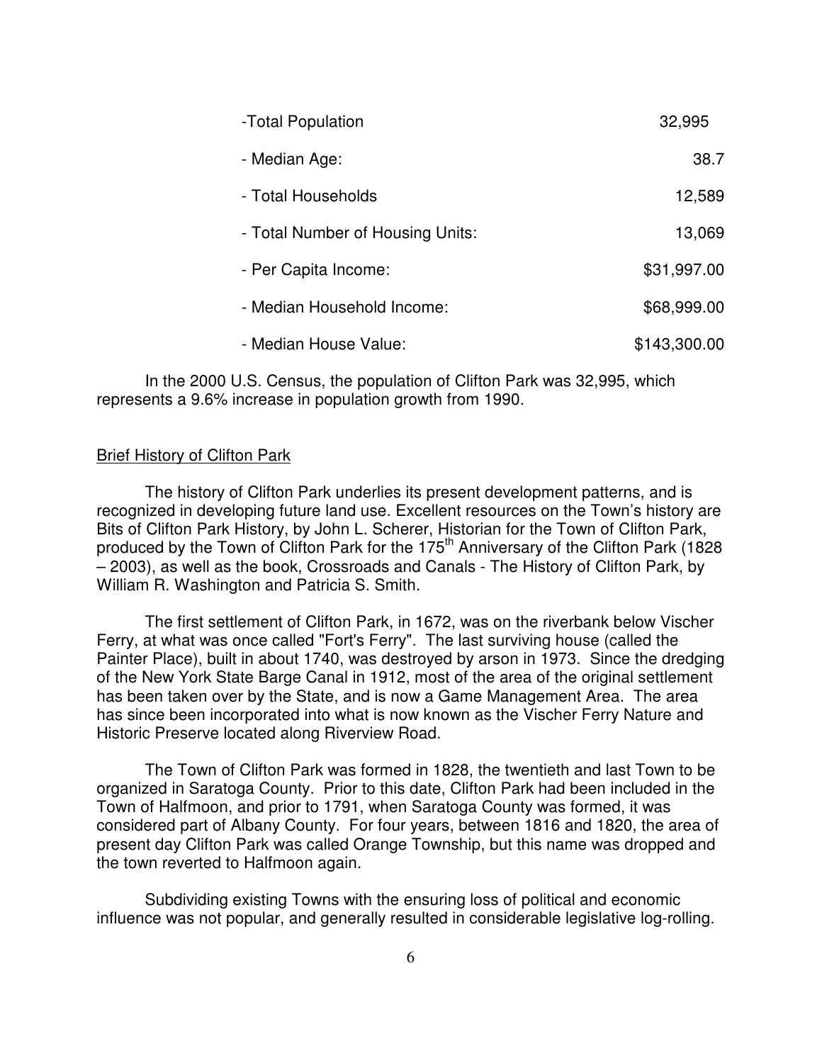| | |
|---|---|
| -Total Population | 32,995 |
| - Median Age: | 38.7 |
| - Total Households | 12,589 |
| - Total Number of Housing Units: | 13,069 |
| - Per Capita Income: | $31,997.00 |
| - Median Household Income: | $68,999.00 |
| - Median House Value: | $143,300.00 |

In the 2000 U.S. Census, the population of Clifton Park was 32,995, which represents a 9.6% increase in population growth from 1990.

## Brief History of Clifton Park

The history of Clifton Park underlies its present development patterns, and is recognized in developing future land use. Excellent resources on the Town's history are Bits of Clifton Park History, by John L. Scherer, Historian for the Town of Clifton Park, produced by the Town of Clifton Park for the 175th Anniversary of the Clifton Park (1828 – 2003), as well as the book, Crossroads and Canals - The History of Clifton Park, by William R. Washington and Patricia S. Smith.

The first settlement of Clifton Park, in 1672, was on the riverbank below Vischer Ferry, at what was once called "Fort's Ferry". The last surviving house (called the Painter Place), built in about 1740, was destroyed by arson in 1973. Since the dredging of the New York State Barge Canal in 1912, most of the area of the original settlement has been taken over by the State, and is now a Game Management Area. The area has since been incorporated into what is now known as the Vischer Ferry Nature and Historic Preserve located along Riverview Road.

The Town of Clifton Park was formed in 1828, the twentieth and last Town to be organized in Saratoga County. Prior to this date, Clifton Park had been included in the Town of Halfmoon, and prior to 1791, when Saratoga County was formed, it was considered part of Albany County. For four years, between 1816 and 1820, the area of present day Clifton Park was called Orange Township, but this name was dropped and the town reverted to Halfmoon again.

Subdividing existing Towns with the ensuring loss of political and economic influence was not popular, and generally resulted in considerable legislative log-rolling.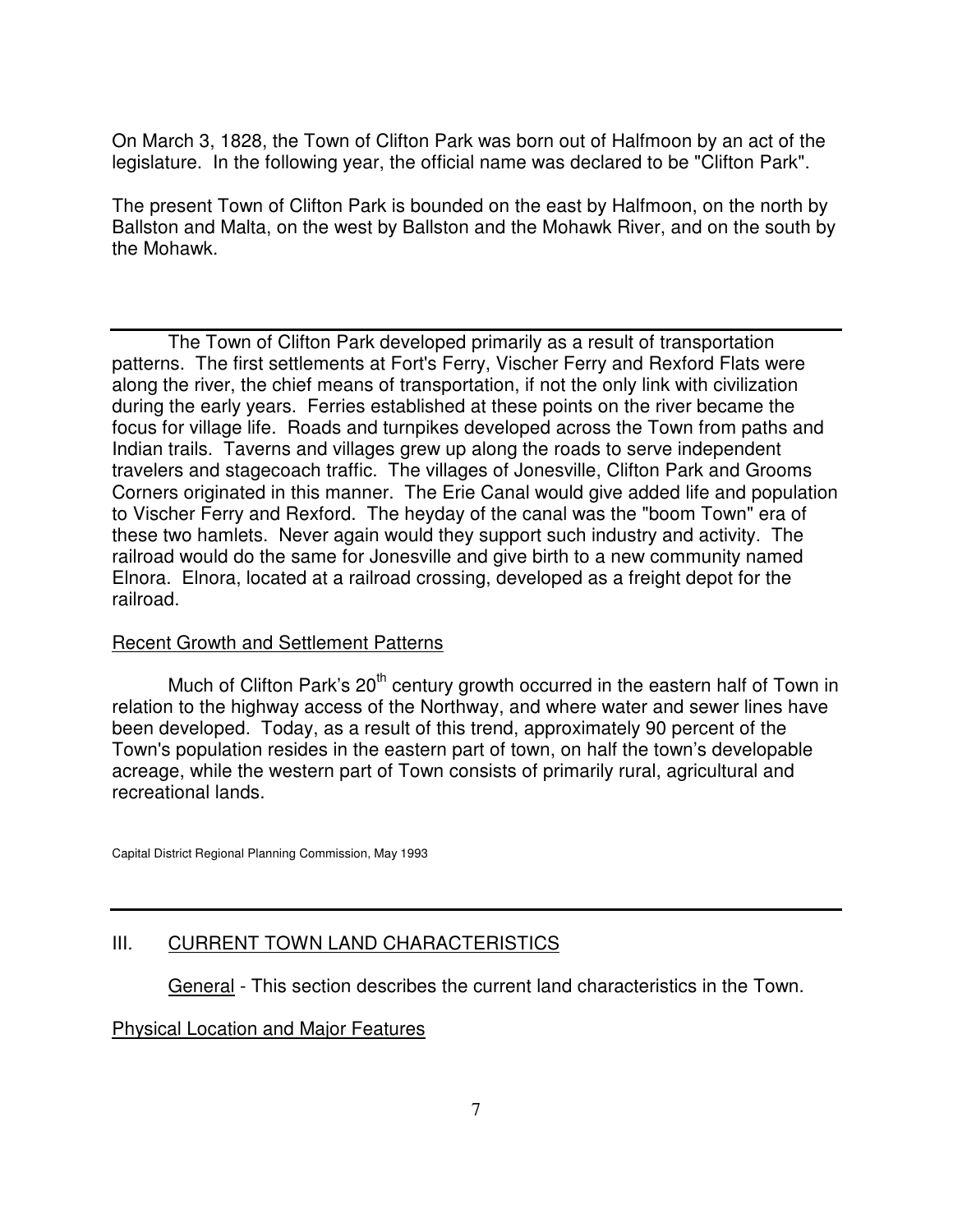On March 3, 1828, the Town of Clifton Park was born out of Halfmoon by an act of the legislature. In the following year, the official name was declared to be "Clifton Park".

The present Town of Clifton Park is bounded on the east by Halfmoon, on the north by Ballston and Malta, on the west by Ballston and the Mohawk River, and on the south by the Mohawk.

---

The Town of Clifton Park developed primarily as a result of transportation patterns. The first settlements at Fort's Ferry, Vischer Ferry and Rexford Flats were along the river, the chief means of transportation, if not the only link with civilization during the early years. Ferries established at these points on the river became the focus for village life. Roads and turnpikes developed across the Town from paths and Indian trails. Taverns and villages grew up along the roads to serve independent travelers and stagecoach traffic. The villages of Jonesville, Clifton Park and Grooms Corners originated in this manner. The Erie Canal would give added life and population to Vischer Ferry and Rexford. The heyday of the canal was the "boom Town" era of these two hamlets. Never again would they support such industry and activity. The railroad would do the same for Jonesville and give birth to a new community named Elnora. Elnora, located at a railroad crossing, developed as a freight depot for the railroad.

<u>Recent Growth and Settlement Patterns</u>

Much of Clifton Park's 20th century growth occurred in the eastern half of Town in relation to the highway access of the Northway, and where water and sewer lines have been developed. Today, as a result of this trend, approximately 90 percent of the Town's population resides in the eastern part of town, on half the town's developable acreage, while the western part of Town consists of primarily rural, agricultural and recreational lands.

Capital District Regional Planning Commission, May 1993

---

## III. CURRENT TOWN LAND CHARACTERISTICS

<u>General</u> - This section describes the current land characteristics in the Town.

<u>Physical Location and Major Features</u>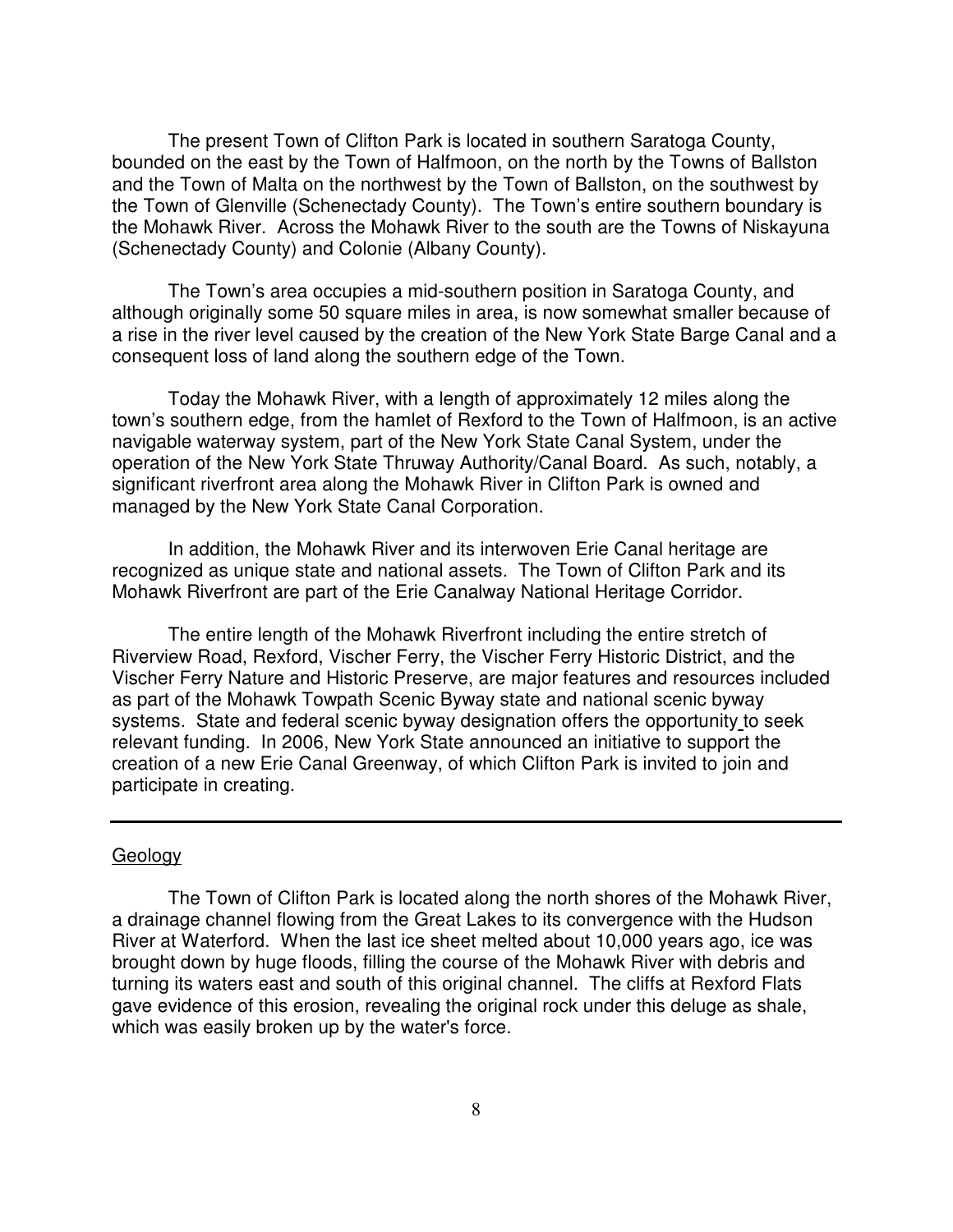The present Town of Clifton Park is located in southern Saratoga County, bounded on the east by the Town of Halfmoon, on the north by the Towns of Ballston and the Town of Malta on the northwest by the Town of Ballston, on the southwest by the Town of Glenville (Schenectady County). The Town's entire southern boundary is the Mohawk River. Across the Mohawk River to the south are the Towns of Niskayuna (Schenectady County) and Colonie (Albany County).

The Town's area occupies a mid-southern position in Saratoga County, and although originally some 50 square miles in area, is now somewhat smaller because of a rise in the river level caused by the creation of the New York State Barge Canal and a consequent loss of land along the southern edge of the Town.

Today the Mohawk River, with a length of approximately 12 miles along the town's southern edge, from the hamlet of Rexford to the Town of Halfmoon, is an active navigable waterway system, part of the New York State Canal System, under the operation of the New York State Thruway Authority/Canal Board. As such, notably, a significant riverfront area along the Mohawk River in Clifton Park is owned and managed by the New York State Canal Corporation.

In addition, the Mohawk River and its interwoven Erie Canal heritage are recognized as unique state and national assets. The Town of Clifton Park and its Mohawk Riverfront are part of the Erie Canalway National Heritage Corridor.

The entire length of the Mohawk Riverfront including the entire stretch of Riverview Road, Rexford, Vischer Ferry, the Vischer Ferry Historic District, and the Vischer Ferry Nature and Historic Preserve, are major features and resources included as part of the Mohawk Towpath Scenic Byway state and national scenic byway systems. State and federal scenic byway designation offers the opportunity to seek relevant funding. In 2006, New York State announced an initiative to support the creation of a new Erie Canal Greenway, of which Clifton Park is invited to join and participate in creating.

---

## Geology

The Town of Clifton Park is located along the north shores of the Mohawk River, a drainage channel flowing from the Great Lakes to its convergence with the Hudson River at Waterford. When the last ice sheet melted about 10,000 years ago, ice was brought down by huge floods, filling the course of the Mohawk River with debris and turning its waters east and south of this original channel. The cliffs at Rexford Flats gave evidence of this erosion, revealing the original rock under this deluge as shale, which was easily broken up by the water's force.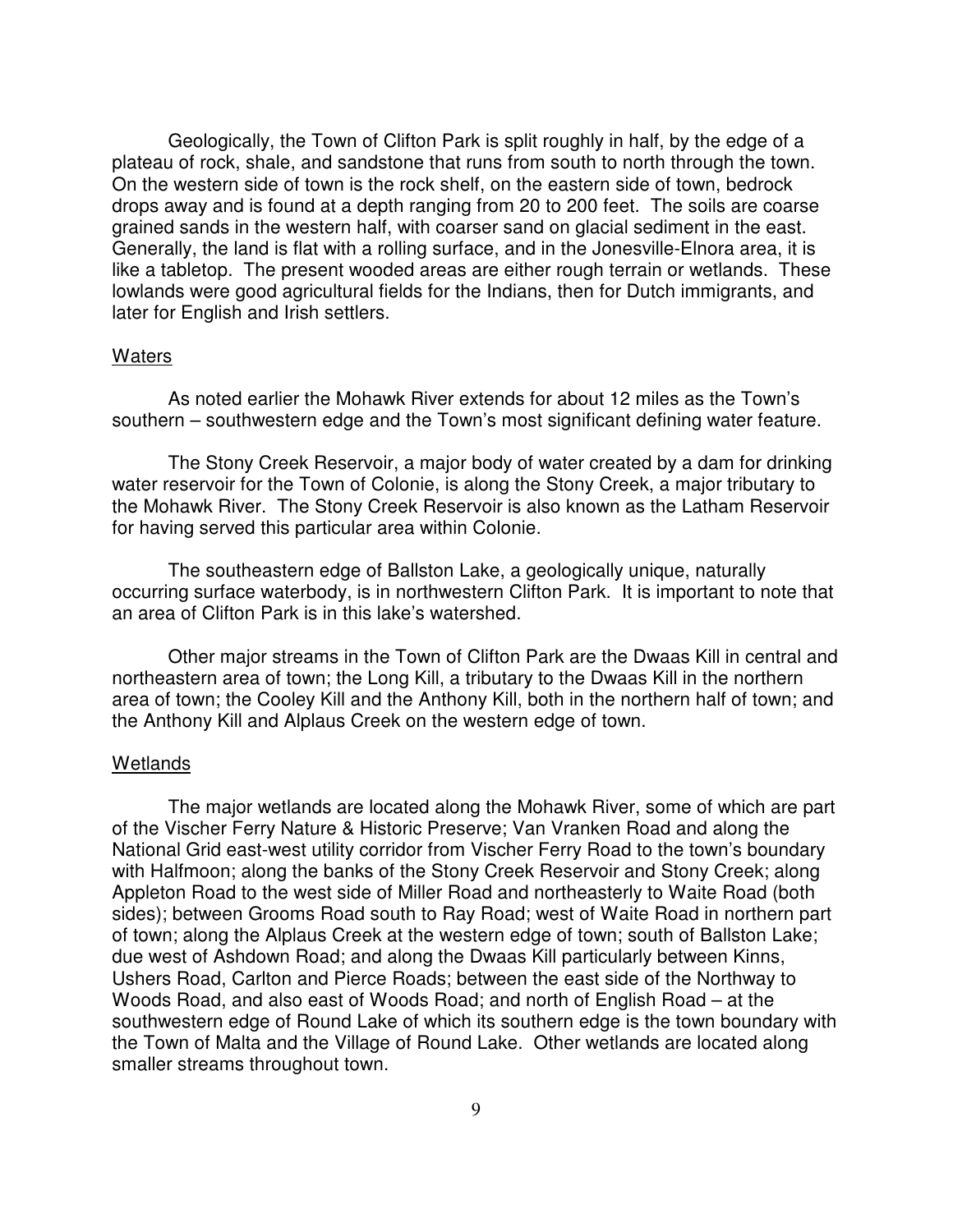Geologically, the Town of Clifton Park is split roughly in half, by the edge of a plateau of rock, shale, and sandstone that runs from south to north through the town. On the western side of town is the rock shelf, on the eastern side of town, bedrock drops away and is found at a depth ranging from 20 to 200 feet. The soils are coarse grained sands in the western half, with coarser sand on glacial sediment in the east. Generally, the land is flat with a rolling surface, and in the Jonesville-Elnora area, it is like a tabletop. The present wooded areas are either rough terrain or wetlands. These lowlands were good agricultural fields for the Indians, then for Dutch immigrants, and later for English and Irish settlers.

## Waters

As noted earlier the Mohawk River extends for about 12 miles as the Town's southern – southwestern edge and the Town's most significant defining water feature.

The Stony Creek Reservoir, a major body of water created by a dam for drinking water reservoir for the Town of Colonie, is along the Stony Creek, a major tributary to the Mohawk River. The Stony Creek Reservoir is also known as the Latham Reservoir for having served this particular area within Colonie.

The southeastern edge of Ballston Lake, a geologically unique, naturally occurring surface waterbody, is in northwestern Clifton Park. It is important to note that an area of Clifton Park is in this lake's watershed.

Other major streams in the Town of Clifton Park are the Dwaas Kill in central and northeastern area of town; the Long Kill, a tributary to the Dwaas Kill in the northern area of town; the Cooley Kill and the Anthony Kill, both in the northern half of town; and the Anthony Kill and Alplaus Creek on the western edge of town.

## Wetlands

The major wetlands are located along the Mohawk River, some of which are part of the Vischer Ferry Nature & Historic Preserve; Van Vranken Road and along the National Grid east-west utility corridor from Vischer Ferry Road to the town's boundary with Halfmoon; along the banks of the Stony Creek Reservoir and Stony Creek; along Appleton Road to the west side of Miller Road and northeasterly to Waite Road (both sides); between Grooms Road south to Ray Road; west of Waite Road in northern part of town; along the Alplaus Creek at the western edge of town; south of Ballston Lake; due west of Ashdown Road; and along the Dwaas Kill particularly between Kinns, Ushers Road, Carlton and Pierce Roads; between the east side of the Northway to Woods Road, and also east of Woods Road; and north of English Road – at the southwestern edge of Round Lake of which its southern edge is the town boundary with the Town of Malta and the Village of Round Lake. Other wetlands are located along smaller streams throughout town.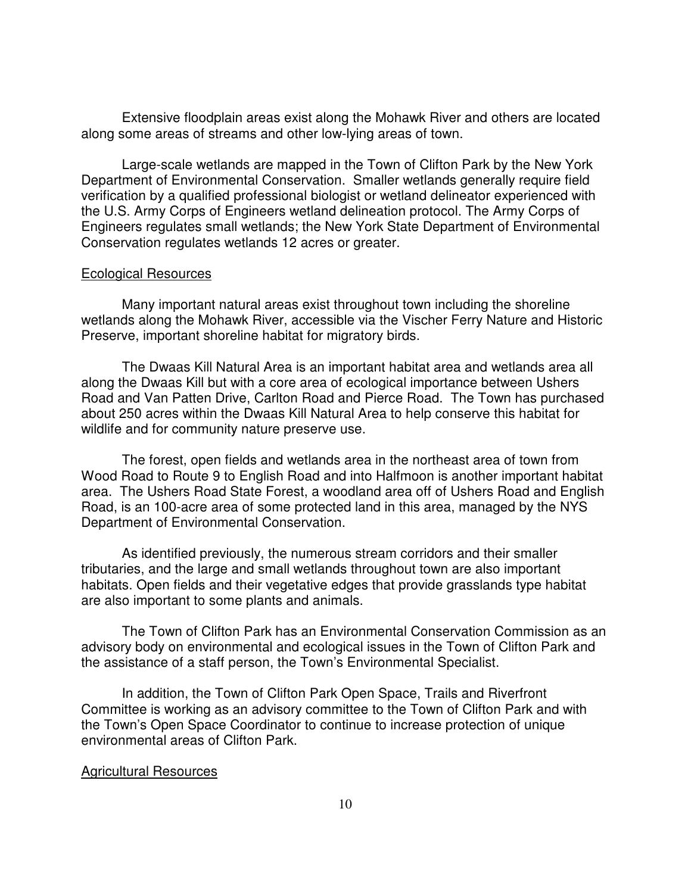Extensive floodplain areas exist along the Mohawk River and others are located along some areas of streams and other low-lying areas of town.

Large-scale wetlands are mapped in the Town of Clifton Park by the New York Department of Environmental Conservation. Smaller wetlands generally require field verification by a qualified professional biologist or wetland delineator experienced with the U.S. Army Corps of Engineers wetland delineation protocol. The Army Corps of Engineers regulates small wetlands; the New York State Department of Environmental Conservation regulates wetlands 12 acres or greater.

<u>Ecological Resources</u>

Many important natural areas exist throughout town including the shoreline wetlands along the Mohawk River, accessible via the Vischer Ferry Nature and Historic Preserve, important shoreline habitat for migratory birds.

The Dwaas Kill Natural Area is an important habitat area and wetlands area all along the Dwaas Kill but with a core area of ecological importance between Ushers Road and Van Patten Drive, Carlton Road and Pierce Road. The Town has purchased about 250 acres within the Dwaas Kill Natural Area to help conserve this habitat for wildlife and for community nature preserve use.

The forest, open fields and wetlands area in the northeast area of town from Wood Road to Route 9 to English Road and into Halfmoon is another important habitat area. The Ushers Road State Forest, a woodland area off of Ushers Road and English Road, is an 100-acre area of some protected land in this area, managed by the NYS Department of Environmental Conservation.

As identified previously, the numerous stream corridors and their smaller tributaries, and the large and small wetlands throughout town are also important habitats. Open fields and their vegetative edges that provide grasslands type habitat are also important to some plants and animals.

The Town of Clifton Park has an Environmental Conservation Commission as an advisory body on environmental and ecological issues in the Town of Clifton Park and the assistance of a staff person, the Town's Environmental Specialist.

In addition, the Town of Clifton Park Open Space, Trails and Riverfront Committee is working as an advisory committee to the Town of Clifton Park and with the Town's Open Space Coordinator to continue to increase protection of unique environmental areas of Clifton Park.

<u>Agricultural Resources</u>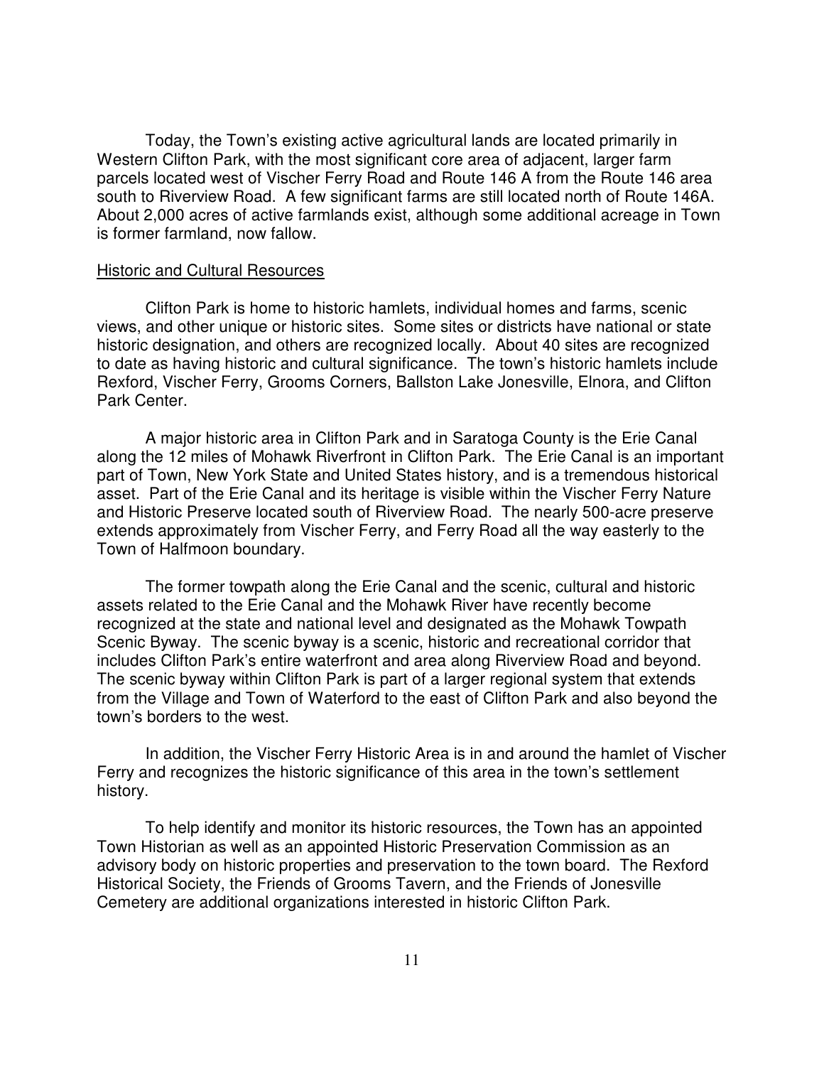Today, the Town's existing active agricultural lands are located primarily in Western Clifton Park, with the most significant core area of adjacent, larger farm parcels located west of Vischer Ferry Road and Route 146 A from the Route 146 area south to Riverview Road. A few significant farms are still located north of Route 146A. About 2,000 acres of active farmlands exist, although some additional acreage in Town is former farmland, now fallow.

## Historic and Cultural Resources

Clifton Park is home to historic hamlets, individual homes and farms, scenic views, and other unique or historic sites. Some sites or districts have national or state historic designation, and others are recognized locally. About 40 sites are recognized to date as having historic and cultural significance. The town's historic hamlets include Rexford, Vischer Ferry, Grooms Corners, Ballston Lake Jonesville, Elnora, and Clifton Park Center.

A major historic area in Clifton Park and in Saratoga County is the Erie Canal along the 12 miles of Mohawk Riverfront in Clifton Park. The Erie Canal is an important part of Town, New York State and United States history, and is a tremendous historical asset. Part of the Erie Canal and its heritage is visible within the Vischer Ferry Nature and Historic Preserve located south of Riverview Road. The nearly 500-acre preserve extends approximately from Vischer Ferry, and Ferry Road all the way easterly to the Town of Halfmoon boundary.

The former towpath along the Erie Canal and the scenic, cultural and historic assets related to the Erie Canal and the Mohawk River have recently become recognized at the state and national level and designated as the Mohawk Towpath Scenic Byway. The scenic byway is a scenic, historic and recreational corridor that includes Clifton Park's entire waterfront and area along Riverview Road and beyond. The scenic byway within Clifton Park is part of a larger regional system that extends from the Village and Town of Waterford to the east of Clifton Park and also beyond the town's borders to the west.

In addition, the Vischer Ferry Historic Area is in and around the hamlet of Vischer Ferry and recognizes the historic significance of this area in the town's settlement history.

To help identify and monitor its historic resources, the Town has an appointed Town Historian as well as an appointed Historic Preservation Commission as an advisory body on historic properties and preservation to the town board. The Rexford Historical Society, the Friends of Grooms Tavern, and the Friends of Jonesville Cemetery are additional organizations interested in historic Clifton Park.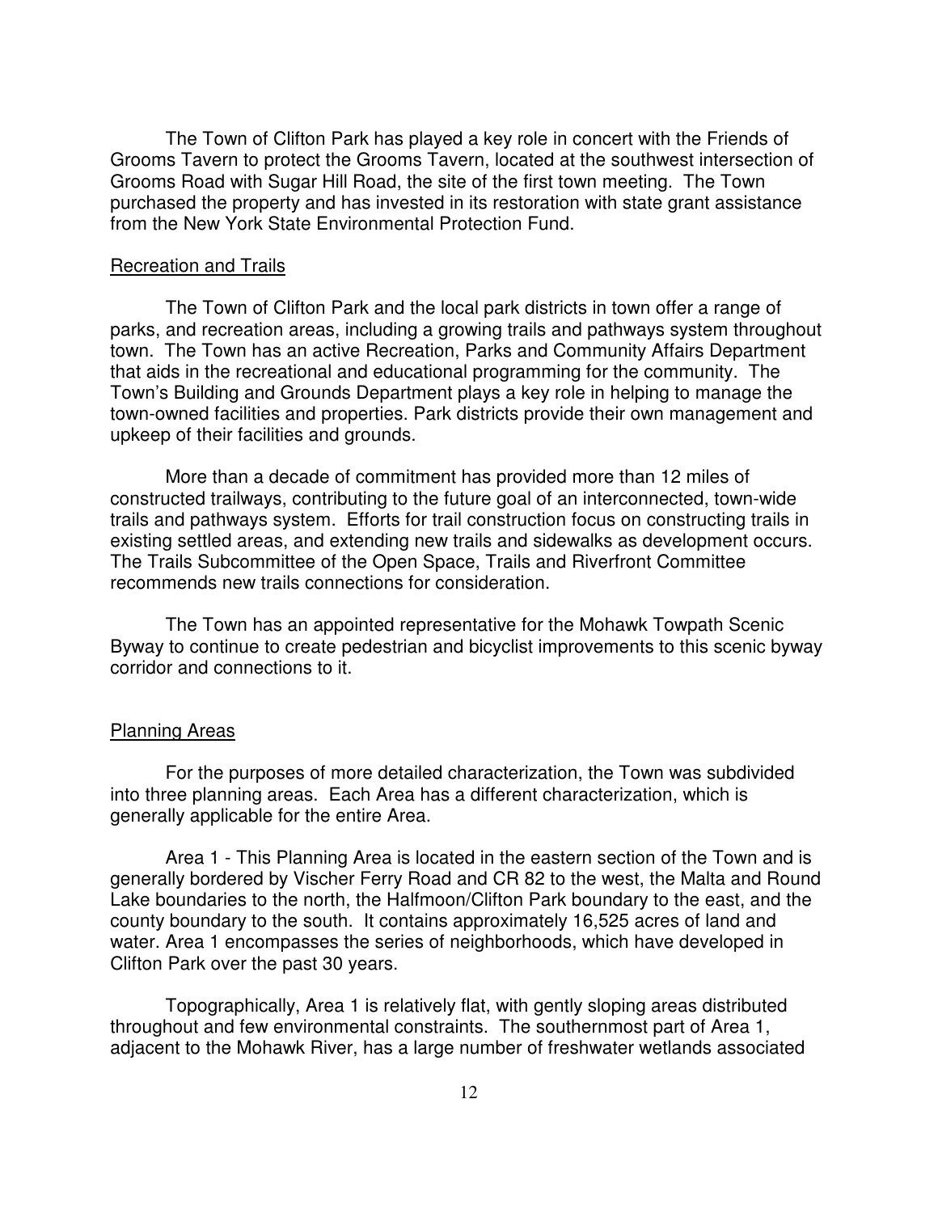The Town of Clifton Park has played a key role in concert with the Friends of Grooms Tavern to protect the Grooms Tavern, located at the southwest intersection of Grooms Road with Sugar Hill Road, the site of the first town meeting. The Town purchased the property and has invested in its restoration with state grant assistance from the New York State Environmental Protection Fund.

## Recreation and Trails

The Town of Clifton Park and the local park districts in town offer a range of parks, and recreation areas, including a growing trails and pathways system throughout town. The Town has an active Recreation, Parks and Community Affairs Department that aids in the recreational and educational programming for the community. The Town's Building and Grounds Department plays a key role in helping to manage the town-owned facilities and properties. Park districts provide their own management and upkeep of their facilities and grounds.

More than a decade of commitment has provided more than 12 miles of constructed trailways, contributing to the future goal of an interconnected, town-wide trails and pathways system. Efforts for trail construction focus on constructing trails in existing settled areas, and extending new trails and sidewalks as development occurs. The Trails Subcommittee of the Open Space, Trails and Riverfront Committee recommends new trails connections for consideration.

The Town has an appointed representative for the Mohawk Towpath Scenic Byway to continue to create pedestrian and bicyclist improvements to this scenic byway corridor and connections to it.

## Planning Areas

For the purposes of more detailed characterization, the Town was subdivided into three planning areas. Each Area has a different characterization, which is generally applicable for the entire Area.

Area 1 - This Planning Area is located in the eastern section of the Town and is generally bordered by Vischer Ferry Road and CR 82 to the west, the Malta and Round Lake boundaries to the north, the Halfmoon/Clifton Park boundary to the east, and the county boundary to the south. It contains approximately 16,525 acres of land and water. Area 1 encompasses the series of neighborhoods, which have developed in Clifton Park over the past 30 years.

Topographically, Area 1 is relatively flat, with gently sloping areas distributed throughout and few environmental constraints. The southernmost part of Area 1, adjacent to the Mohawk River, has a large number of freshwater wetlands associated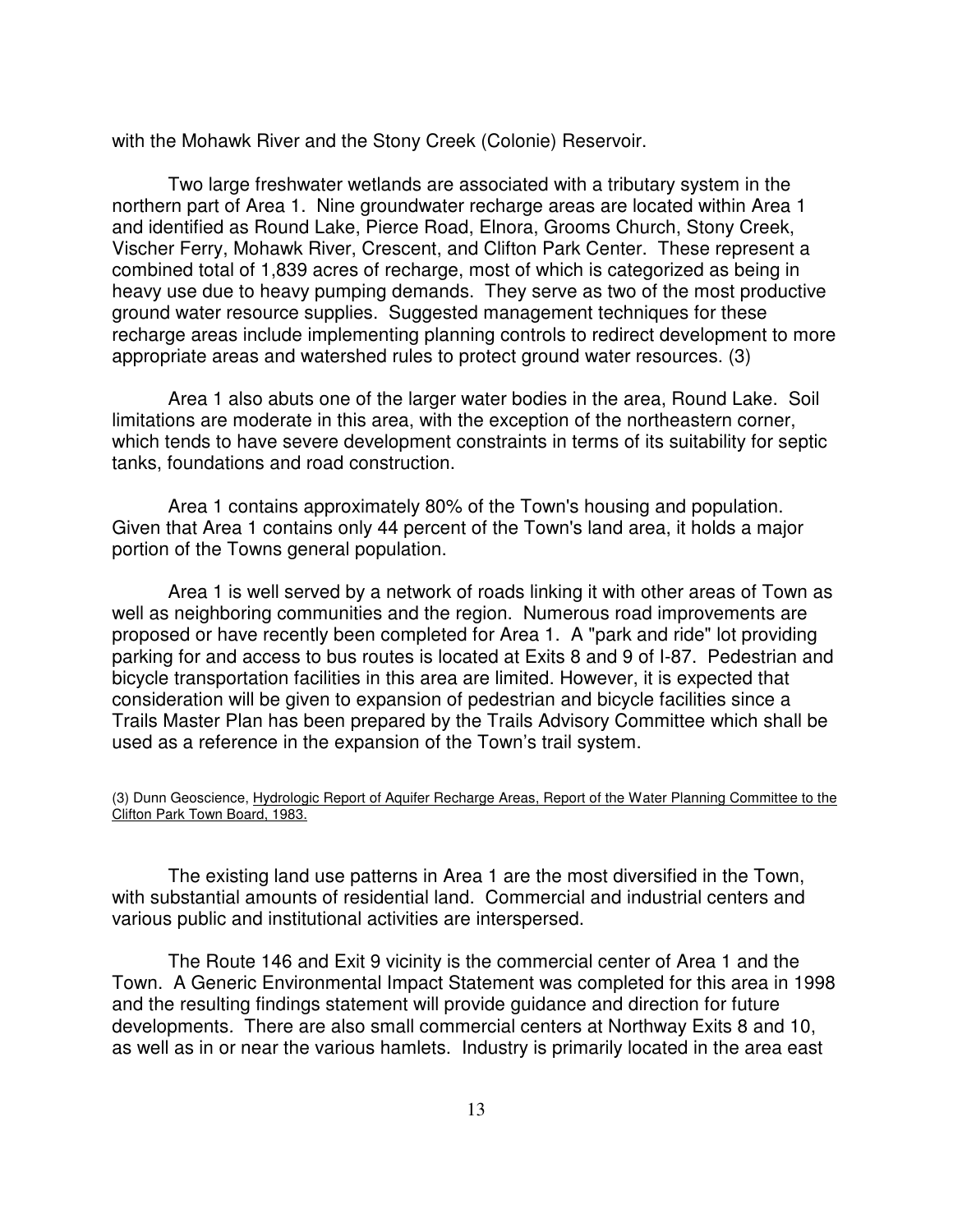with the Mohawk River and the Stony Creek (Colonie) Reservoir.

Two large freshwater wetlands are associated with a tributary system in the northern part of Area 1. Nine groundwater recharge areas are located within Area 1 and identified as Round Lake, Pierce Road, Elnora, Grooms Church, Stony Creek, Vischer Ferry, Mohawk River, Crescent, and Clifton Park Center. These represent a combined total of 1,839 acres of recharge, most of which is categorized as being in heavy use due to heavy pumping demands. They serve as two of the most productive ground water resource supplies. Suggested management techniques for these recharge areas include implementing planning controls to redirect development to more appropriate areas and watershed rules to protect ground water resources. (3)

Area 1 also abuts one of the larger water bodies in the area, Round Lake. Soil limitations are moderate in this area, with the exception of the northeastern corner, which tends to have severe development constraints in terms of its suitability for septic tanks, foundations and road construction.

Area 1 contains approximately 80% of the Town's housing and population. Given that Area 1 contains only 44 percent of the Town's land area, it holds a major portion of the Towns general population.

Area 1 is well served by a network of roads linking it with other areas of Town as well as neighboring communities and the region. Numerous road improvements are proposed or have recently been completed for Area 1. A "park and ride" lot providing parking for and access to bus routes is located at Exits 8 and 9 of I-87. Pedestrian and bicycle transportation facilities in this area are limited. However, it is expected that consideration will be given to expansion of pedestrian and bicycle facilities since a Trails Master Plan has been prepared by the Trails Advisory Committee which shall be used as a reference in the expansion of the Town's trail system.

(3) Dunn Geoscience, Hydrologic Report of Aquifer Recharge Areas, Report of the Water Planning Committee to the Clifton Park Town Board, 1983.

The existing land use patterns in Area 1 are the most diversified in the Town, with substantial amounts of residential land. Commercial and industrial centers and various public and institutional activities are interspersed.

The Route 146 and Exit 9 vicinity is the commercial center of Area 1 and the Town. A Generic Environmental Impact Statement was completed for this area in 1998 and the resulting findings statement will provide guidance and direction for future developments. There are also small commercial centers at Northway Exits 8 and 10, as well as in or near the various hamlets. Industry is primarily located in the area east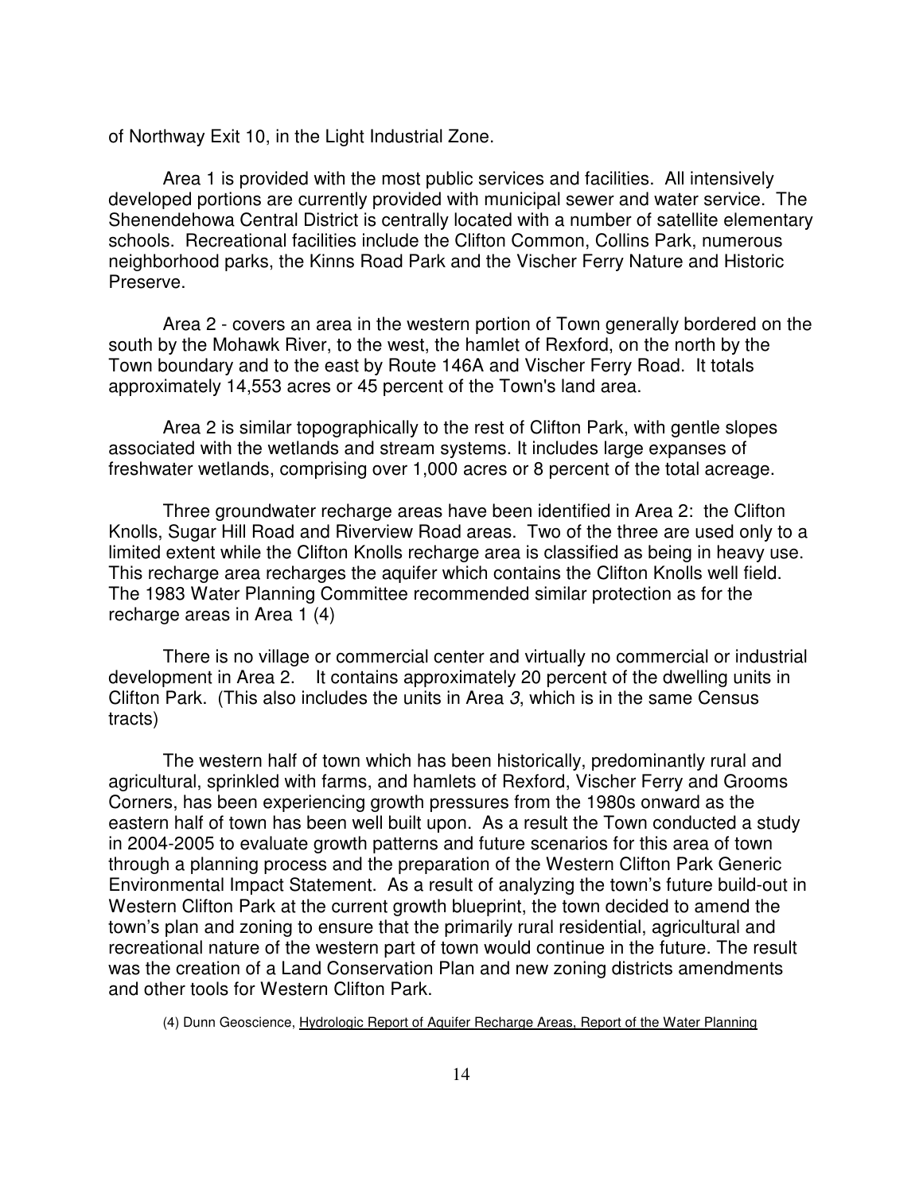of Northway Exit 10, in the Light Industrial Zone.

Area 1 is provided with the most public services and facilities. All intensively developed portions are currently provided with municipal sewer and water service. The Shenendehowa Central District is centrally located with a number of satellite elementary schools. Recreational facilities include the Clifton Common, Collins Park, numerous neighborhood parks, the Kinns Road Park and the Vischer Ferry Nature and Historic Preserve.

Area 2 - covers an area in the western portion of Town generally bordered on the south by the Mohawk River, to the west, the hamlet of Rexford, on the north by the Town boundary and to the east by Route 146A and Vischer Ferry Road. It totals approximately 14,553 acres or 45 percent of the Town's land area.

Area 2 is similar topographically to the rest of Clifton Park, with gentle slopes associated with the wetlands and stream systems. It includes large expanses of freshwater wetlands, comprising over 1,000 acres or 8 percent of the total acreage.

Three groundwater recharge areas have been identified in Area 2: the Clifton Knolls, Sugar Hill Road and Riverview Road areas. Two of the three are used only to a limited extent while the Clifton Knolls recharge area is classified as being in heavy use. This recharge area recharges the aquifer which contains the Clifton Knolls well field. The 1983 Water Planning Committee recommended similar protection as for the recharge areas in Area 1 (4)

There is no village or commercial center and virtually no commercial or industrial development in Area 2. It contains approximately 20 percent of the dwelling units in Clifton Park. (This also includes the units in Area *3*, which is in the same Census tracts)

The western half of town which has been historically, predominantly rural and agricultural, sprinkled with farms, and hamlets of Rexford, Vischer Ferry and Grooms Corners, has been experiencing growth pressures from the 1980s onward as the eastern half of town has been well built upon. As a result the Town conducted a study in 2004-2005 to evaluate growth patterns and future scenarios for this area of town through a planning process and the preparation of the Western Clifton Park Generic Environmental Impact Statement. As a result of analyzing the town's future build-out in Western Clifton Park at the current growth blueprint, the town decided to amend the town's plan and zoning to ensure that the primarily rural residential, agricultural and recreational nature of the western part of town would continue in the future. The result was the creation of a Land Conservation Plan and new zoning districts amendments and other tools for Western Clifton Park.

(4) Dunn Geoscience, Hydrologic Report of Aquifer Recharge Areas, Report of the Water Planning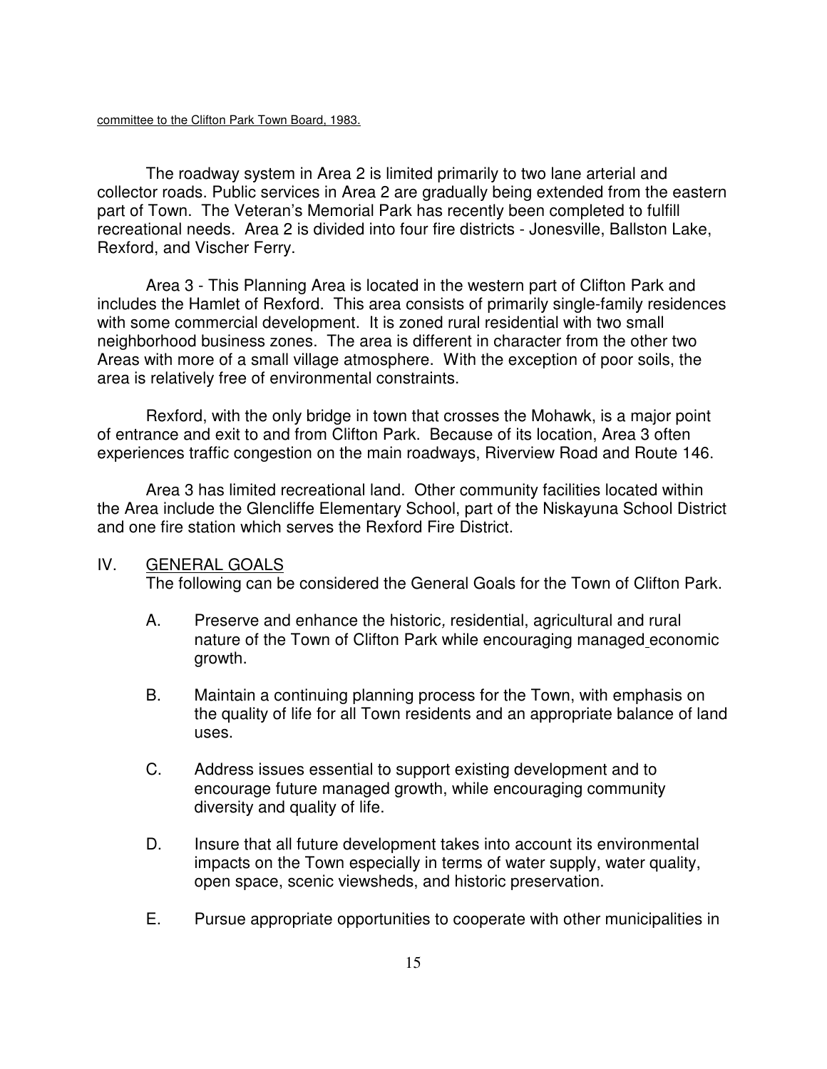committee to the Clifton Park Town Board, 1983.

The roadway system in Area 2 is limited primarily to two lane arterial and collector roads. Public services in Area 2 are gradually being extended from the eastern part of Town. The Veteran's Memorial Park has recently been completed to fulfill recreational needs. Area 2 is divided into four fire districts - Jonesville, Ballston Lake, Rexford, and Vischer Ferry.

Area 3 - This Planning Area is located in the western part of Clifton Park and includes the Hamlet of Rexford. This area consists of primarily single-family residences with some commercial development. It is zoned rural residential with two small neighborhood business zones. The area is different in character from the other two Areas with more of a small village atmosphere. With the exception of poor soils, the area is relatively free of environmental constraints.

Rexford, with the only bridge in town that crosses the Mohawk, is a major point of entrance and exit to and from Clifton Park. Because of its location, Area 3 often experiences traffic congestion on the main roadways, Riverview Road and Route 146.

Area 3 has limited recreational land. Other community facilities located within the Area include the Glencliffe Elementary School, part of the Niskayuna School District and one fire station which serves the Rexford Fire District.

## IV. GENERAL GOALS

The following can be considered the General Goals for the Town of Clifton Park.

A. Preserve and enhance the historic, residential, agricultural and rural nature of the Town of Clifton Park while encouraging managed economic growth.

B. Maintain a continuing planning process for the Town, with emphasis on the quality of life for all Town residents and an appropriate balance of land uses.

C. Address issues essential to support existing development and to encourage future managed growth, while encouraging community diversity and quality of life.

D. Insure that all future development takes into account its environmental impacts on the Town especially in terms of water supply, water quality, open space, scenic viewsheds, and historic preservation.

E. Pursue appropriate opportunities to cooperate with other municipalities in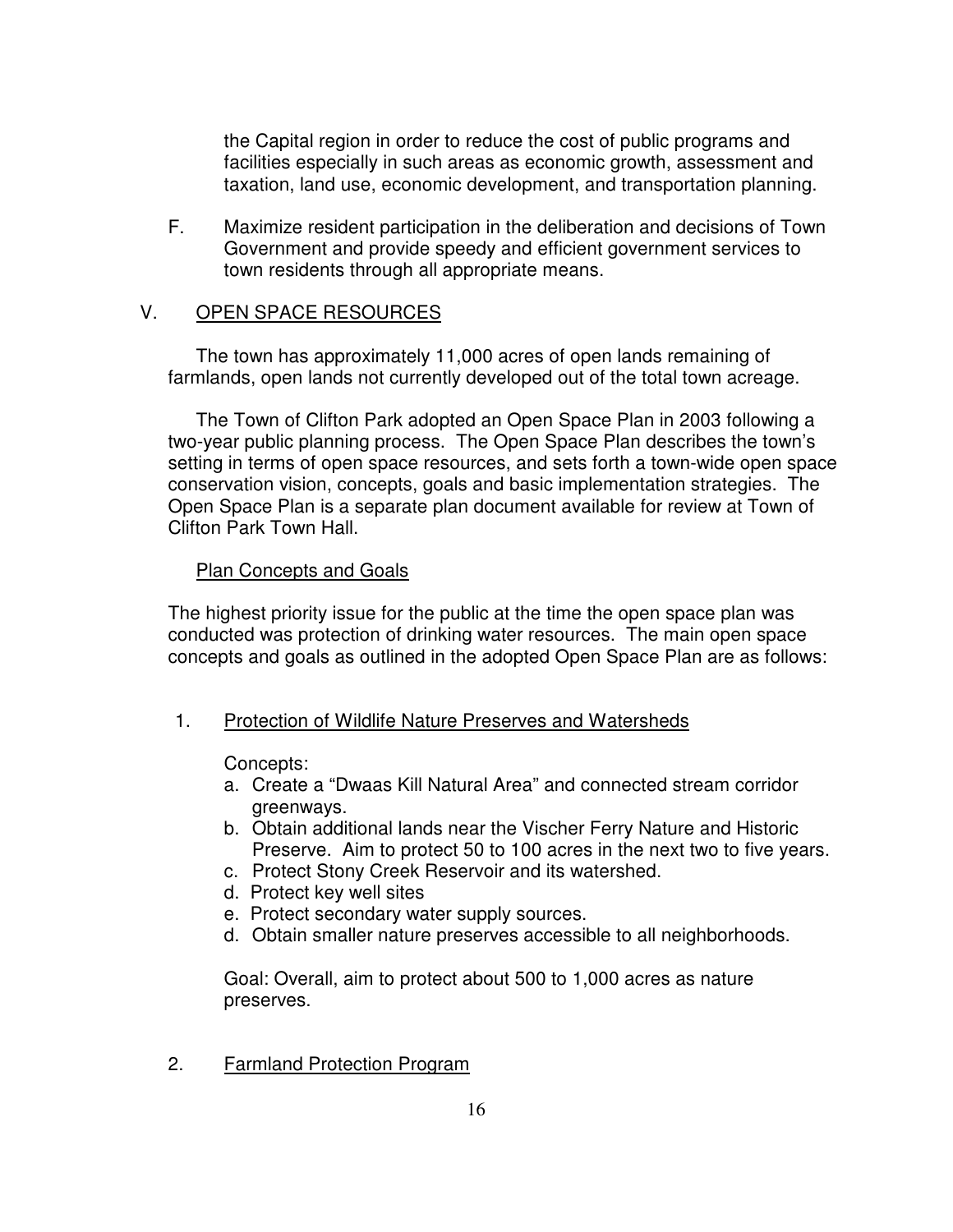the Capital region in order to reduce the cost of public programs and facilities especially in such areas as economic growth, assessment and taxation, land use, economic development, and transportation planning.

F. Maximize resident participation in the deliberation and decisions of Town Government and provide speedy and efficient government services to town residents through all appropriate means.

## V. OPEN SPACE RESOURCES

The town has approximately 11,000 acres of open lands remaining of farmlands, open lands not currently developed out of the total town acreage.

The Town of Clifton Park adopted an Open Space Plan in 2003 following a two-year public planning process. The Open Space Plan describes the town's setting in terms of open space resources, and sets forth a town-wide open space conservation vision, concepts, goals and basic implementation strategies. The Open Space Plan is a separate plan document available for review at Town of Clifton Park Town Hall.

### Plan Concepts and Goals

The highest priority issue for the public at the time the open space plan was conducted was protection of drinking water resources. The main open space concepts and goals as outlined in the adopted Open Space Plan are as follows:

1. Protection of Wildlife Nature Preserves and Watersheds

   Concepts:
   a. Create a "Dwaas Kill Natural Area" and connected stream corridor greenways.
   b. Obtain additional lands near the Vischer Ferry Nature and Historic Preserve. Aim to protect 50 to 100 acres in the next two to five years.
   c. Protect Stony Creek Reservoir and its watershed.
   d. Protect key well sites
   e. Protect secondary water supply sources.
   d. Obtain smaller nature preserves accessible to all neighborhoods.

   Goal: Overall, aim to protect about 500 to 1,000 acres as nature preserves.

2. Farmland Protection Program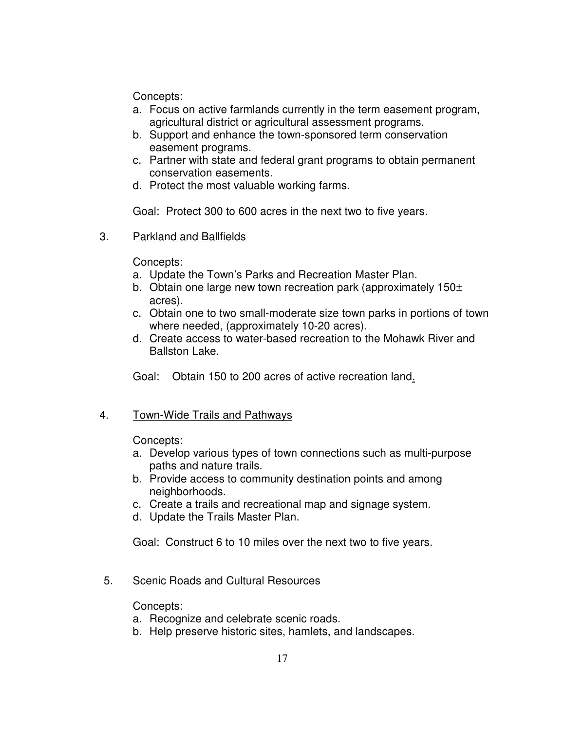Concepts:

a. Focus on active farmlands currently in the term easement program, agricultural district or agricultural assessment programs.
b. Support and enhance the town-sponsored term conservation easement programs.
c. Partner with state and federal grant programs to obtain permanent conservation easements.
d. Protect the most valuable working farms.

Goal: Protect 300 to 600 acres in the next two to five years.

3. Parkland and Ballfields

Concepts:

a. Update the Town's Parks and Recreation Master Plan.
b. Obtain one large new town recreation park (approximately 150± acres).
c. Obtain one to two small-moderate size town parks in portions of town where needed, (approximately 10-20 acres).
d. Create access to water-based recreation to the Mohawk River and Ballston Lake.

Goal: Obtain 150 to 200 acres of active recreation land.

4. Town-Wide Trails and Pathways

Concepts:

a. Develop various types of town connections such as multi-purpose paths and nature trails.
b. Provide access to community destination points and among neighborhoods.
c. Create a trails and recreational map and signage system.
d. Update the Trails Master Plan.

Goal: Construct 6 to 10 miles over the next two to five years.

5. Scenic Roads and Cultural Resources

Concepts:

a. Recognize and celebrate scenic roads.
b. Help preserve historic sites, hamlets, and landscapes.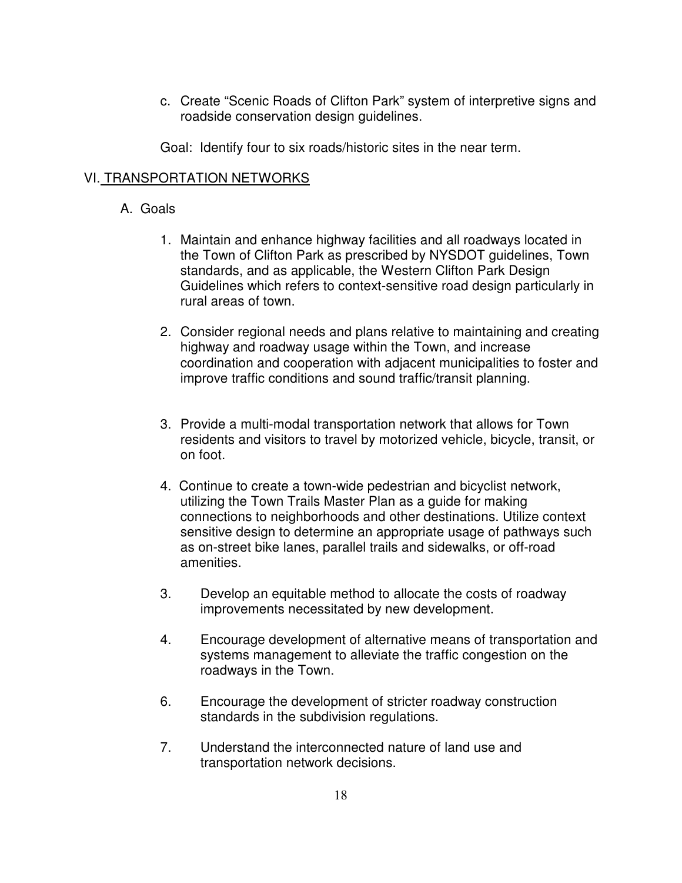c. Create "Scenic Roads of Clifton Park" system of interpretive signs and roadside conservation design guidelines.

Goal: Identify four to six roads/historic sites in the near term.

## VI. TRANSPORTATION NETWORKS

### A. Goals

1. Maintain and enhance highway facilities and all roadways located in the Town of Clifton Park as prescribed by NYSDOT guidelines, Town standards, and as applicable, the Western Clifton Park Design Guidelines which refers to context-sensitive road design particularly in rural areas of town.

2. Consider regional needs and plans relative to maintaining and creating highway and roadway usage within the Town, and increase coordination and cooperation with adjacent municipalities to foster and improve traffic conditions and sound traffic/transit planning.

3. Provide a multi-modal transportation network that allows for Town residents and visitors to travel by motorized vehicle, bicycle, transit, or on foot.

4. Continue to create a town-wide pedestrian and bicyclist network, utilizing the Town Trails Master Plan as a guide for making connections to neighborhoods and other destinations. Utilize context sensitive design to determine an appropriate usage of pathways such as on-street bike lanes, parallel trails and sidewalks, or off-road amenities.

3. Develop an equitable method to allocate the costs of roadway improvements necessitated by new development.

4. Encourage development of alternative means of transportation and systems management to alleviate the traffic congestion on the roadways in the Town.

6. Encourage the development of stricter roadway construction standards in the subdivision regulations.

7. Understand the interconnected nature of land use and transportation network decisions.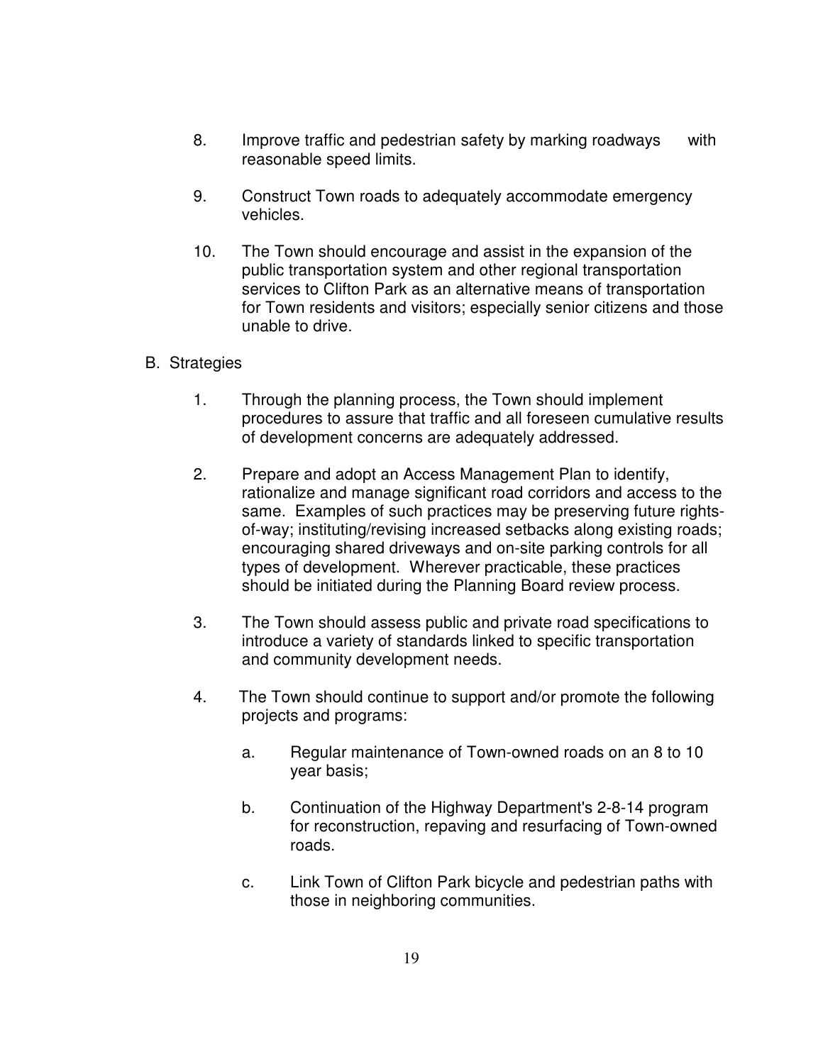8. Improve traffic and pedestrian safety by marking roadways with reasonable speed limits.

9. Construct Town roads to adequately accommodate emergency vehicles.

10. The Town should encourage and assist in the expansion of the public transportation system and other regional transportation services to Clifton Park as an alternative means of transportation for Town residents and visitors; especially senior citizens and those unable to drive.

B. Strategies

1. Through the planning process, the Town should implement procedures to assure that traffic and all foreseen cumulative results of development concerns are adequately addressed.

2. Prepare and adopt an Access Management Plan to identify, rationalize and manage significant road corridors and access to the same. Examples of such practices may be preserving future rights-of-way; instituting/revising increased setbacks along existing roads; encouraging shared driveways and on-site parking controls for all types of development. Wherever practicable, these practices should be initiated during the Planning Board review process.

3. The Town should assess public and private road specifications to introduce a variety of standards linked to specific transportation and community development needs.

4. The Town should continue to support and/or promote the following projects and programs:

   a. Regular maintenance of Town-owned roads on an 8 to 10 year basis;

   b. Continuation of the Highway Department's 2-8-14 program for reconstruction, repaving and resurfacing of Town-owned roads.

   c. Link Town of Clifton Park bicycle and pedestrian paths with those in neighboring communities.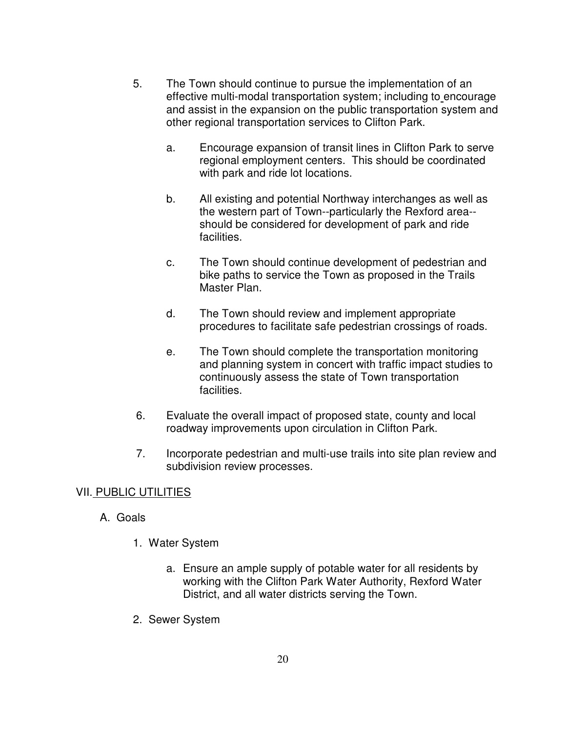5. The Town should continue to pursue the implementation of an effective multi-modal transportation system; including to encourage and assist in the expansion on the public transportation system and other regional transportation services to Clifton Park.

    a. Encourage expansion of transit lines in Clifton Park to serve regional employment centers. This should be coordinated with park and ride lot locations.

    b. All existing and potential Northway interchanges as well as the western part of Town--particularly the Rexford area--should be considered for development of park and ride facilities.

    c. The Town should continue development of pedestrian and bike paths to service the Town as proposed in the Trails Master Plan.

    d. The Town should review and implement appropriate procedures to facilitate safe pedestrian crossings of roads.

    e. The Town should complete the transportation monitoring and planning system in concert with traffic impact studies to continuously assess the state of Town transportation facilities.

6. Evaluate the overall impact of proposed state, county and local roadway improvements upon circulation in Clifton Park.

7. Incorporate pedestrian and multi-use trails into site plan review and subdivision review processes.

## VII. PUBLIC UTILITIES

### A. Goals

1. Water System

    a. Ensure an ample supply of potable water for all residents by working with the Clifton Park Water Authority, Rexford Water District, and all water districts serving the Town.

2. Sewer System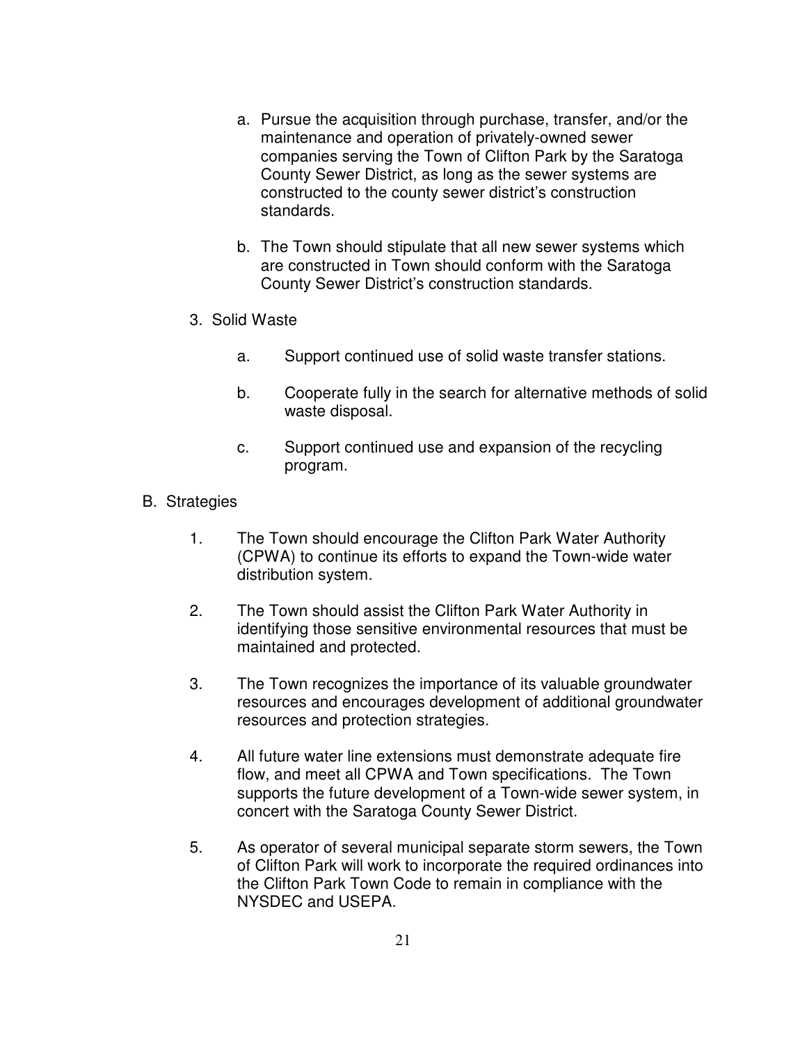a. Pursue the acquisition through purchase, transfer, and/or the maintenance and operation of privately-owned sewer companies serving the Town of Clifton Park by the Saratoga County Sewer District, as long as the sewer systems are constructed to the county sewer district's construction standards.

b. The Town should stipulate that all new sewer systems which are constructed in Town should conform with the Saratoga County Sewer District's construction standards.

3. Solid Waste

   a. Support continued use of solid waste transfer stations.

   b. Cooperate fully in the search for alternative methods of solid waste disposal.

   c. Support continued use and expansion of the recycling program.

B. Strategies

1. The Town should encourage the Clifton Park Water Authority (CPWA) to continue its efforts to expand the Town-wide water distribution system.

2. The Town should assist the Clifton Park Water Authority in identifying those sensitive environmental resources that must be maintained and protected.

3. The Town recognizes the importance of its valuable groundwater resources and encourages development of additional groundwater resources and protection strategies.

4. All future water line extensions must demonstrate adequate fire flow, and meet all CPWA and Town specifications. The Town supports the future development of a Town-wide sewer system, in concert with the Saratoga County Sewer District.

5. As operator of several municipal separate storm sewers, the Town of Clifton Park will work to incorporate the required ordinances into the Clifton Park Town Code to remain in compliance with the NYSDEC and USEPA.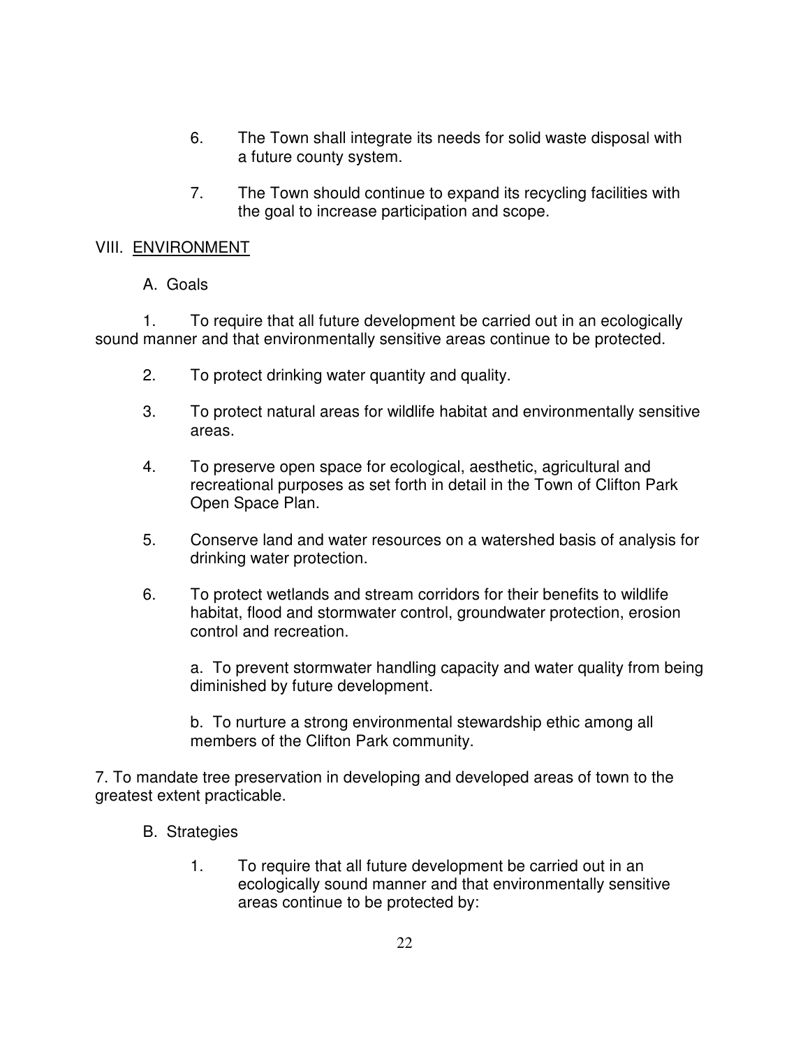6. The Town shall integrate its needs for solid waste disposal with a future county system.

7. The Town should continue to expand its recycling facilities with the goal to increase participation and scope.

## VIII. ENVIRONMENT

### A. Goals

1. To require that all future development be carried out in an ecologically sound manner and that environmentally sensitive areas continue to be protected.

2. To protect drinking water quantity and quality.

3. To protect natural areas for wildlife habitat and environmentally sensitive areas.

4. To preserve open space for ecological, aesthetic, agricultural and recreational purposes as set forth in detail in the Town of Clifton Park Open Space Plan.

5. Conserve land and water resources on a watershed basis of analysis for drinking water protection.

6. To protect wetlands and stream corridors for their benefits to wildlife habitat, flood and stormwater control, groundwater protection, erosion control and recreation.

   a. To prevent stormwater handling capacity and water quality from being diminished by future development.

   b. To nurture a strong environmental stewardship ethic among all members of the Clifton Park community.

7. To mandate tree preservation in developing and developed areas of town to the greatest extent practicable.

### B. Strategies

1. To require that all future development be carried out in an ecologically sound manner and that environmentally sensitive areas continue to be protected by: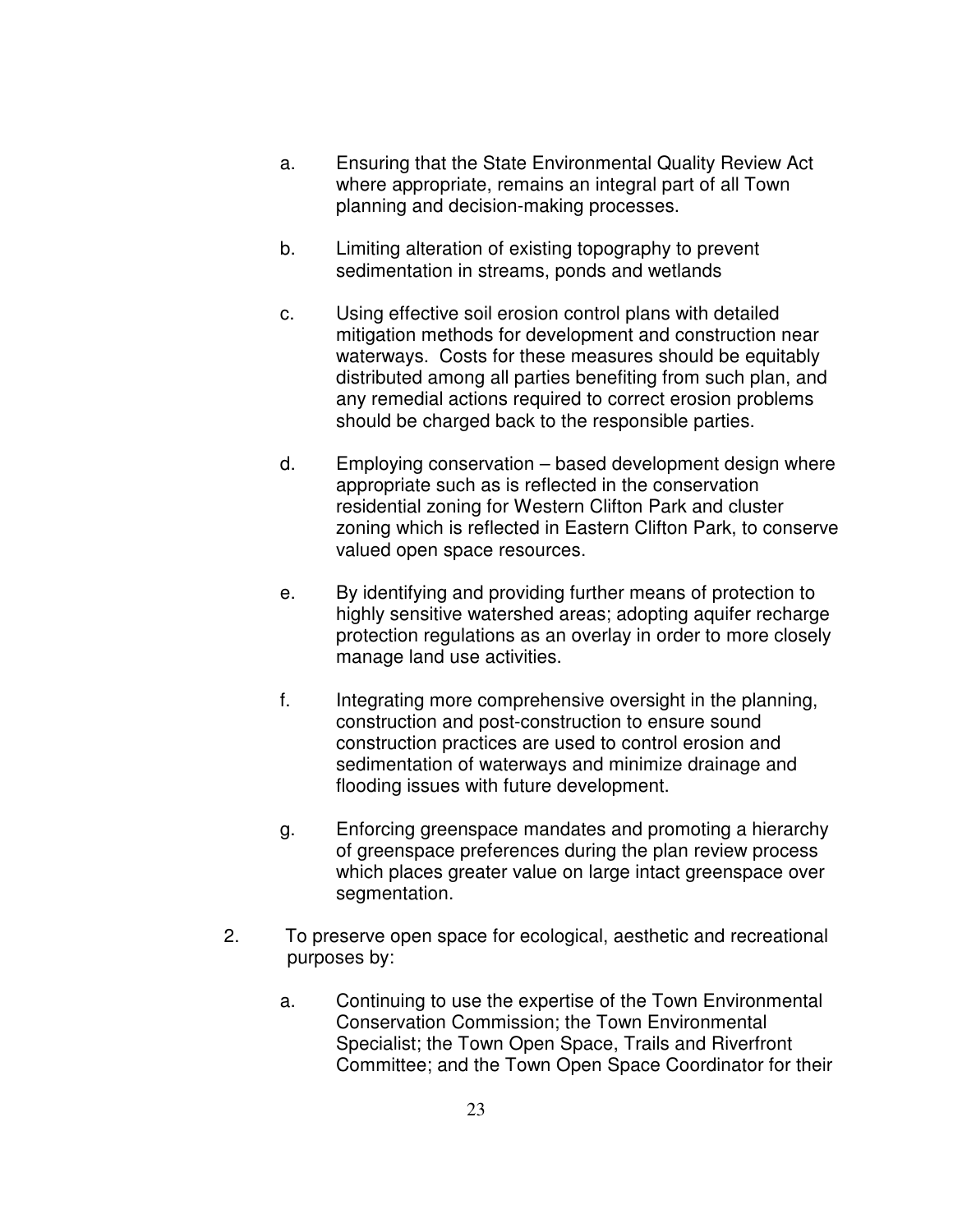a. Ensuring that the State Environmental Quality Review Act where appropriate, remains an integral part of all Town planning and decision-making processes.

b. Limiting alteration of existing topography to prevent sedimentation in streams, ponds and wetlands

c. Using effective soil erosion control plans with detailed mitigation methods for development and construction near waterways. Costs for these measures should be equitably distributed among all parties benefiting from such plan, and any remedial actions required to correct erosion problems should be charged back to the responsible parties.

d. Employing conservation – based development design where appropriate such as is reflected in the conservation residential zoning for Western Clifton Park and cluster zoning which is reflected in Eastern Clifton Park, to conserve valued open space resources.

e. By identifying and providing further means of protection to highly sensitive watershed areas; adopting aquifer recharge protection regulations as an overlay in order to more closely manage land use activities.

f. Integrating more comprehensive oversight in the planning, construction and post-construction to ensure sound construction practices are used to control erosion and sedimentation of waterways and minimize drainage and flooding issues with future development.

g. Enforcing greenspace mandates and promoting a hierarchy of greenspace preferences during the plan review process which places greater value on large intact greenspace over segmentation.

2. To preserve open space for ecological, aesthetic and recreational purposes by:

   a. Continuing to use the expertise of the Town Environmental Conservation Commission; the Town Environmental Specialist; the Town Open Space, Trails and Riverfront Committee; and the Town Open Space Coordinator for their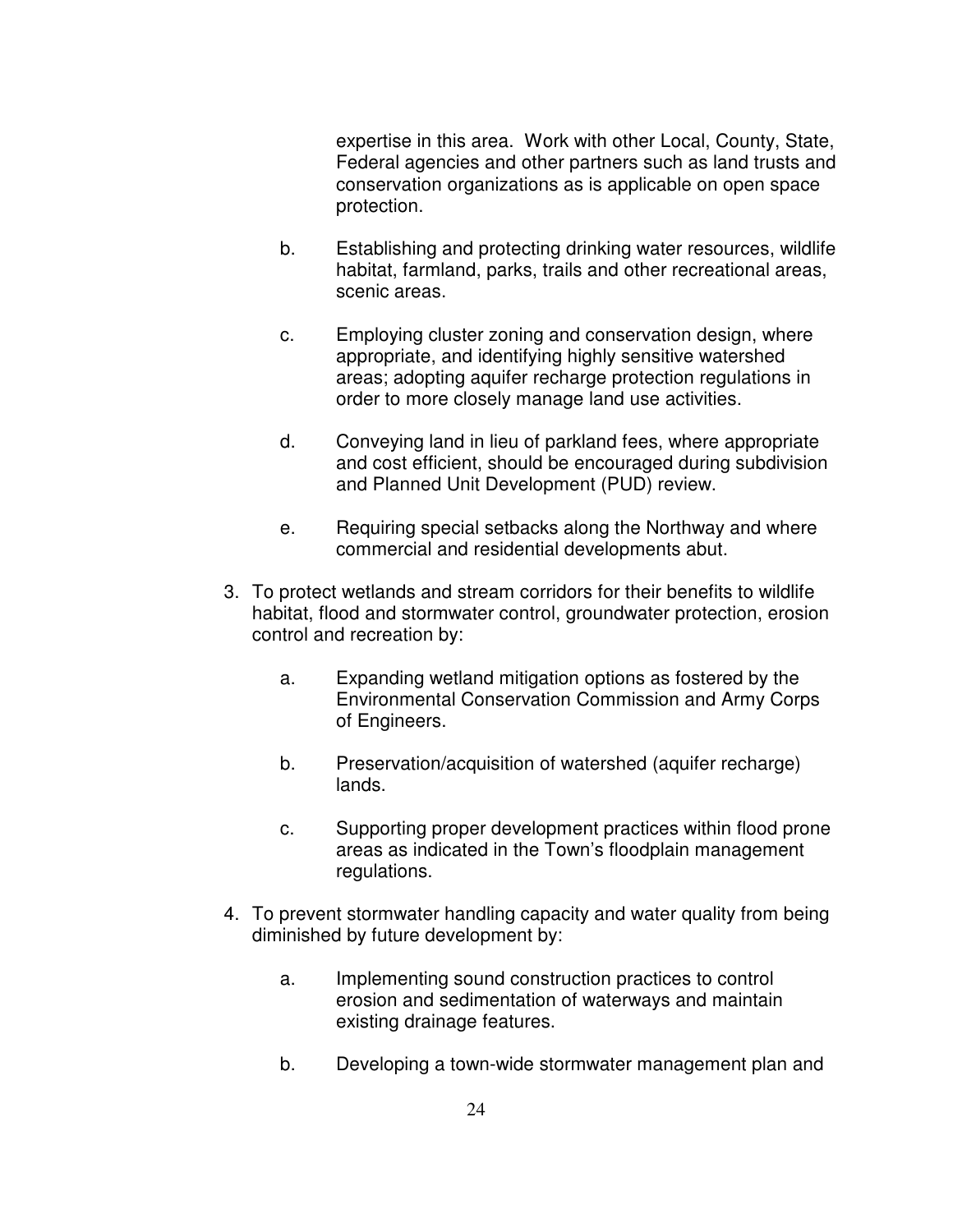expertise in this area. Work with other Local, County, State, Federal agencies and other partners such as land trusts and conservation organizations as is applicable on open space protection.

   b. Establishing and protecting drinking water resources, wildlife habitat, farmland, parks, trails and other recreational areas, scenic areas.

   c. Employing cluster zoning and conservation design, where appropriate, and identifying highly sensitive watershed areas; adopting aquifer recharge protection regulations in order to more closely manage land use activities.

   d. Conveying land in lieu of parkland fees, where appropriate and cost efficient, should be encouraged during subdivision and Planned Unit Development (PUD) review.

   e. Requiring special setbacks along the Northway and where commercial and residential developments abut.

3. To protect wetlands and stream corridors for their benefits to wildlife habitat, flood and stormwater control, groundwater protection, erosion control and recreation by:

   a. Expanding wetland mitigation options as fostered by the Environmental Conservation Commission and Army Corps of Engineers.

   b. Preservation/acquisition of watershed (aquifer recharge) lands.

   c. Supporting proper development practices within flood prone areas as indicated in the Town's floodplain management regulations.

4. To prevent stormwater handling capacity and water quality from being diminished by future development by:

   a. Implementing sound construction practices to control erosion and sedimentation of waterways and maintain existing drainage features.

   b. Developing a town-wide stormwater management plan and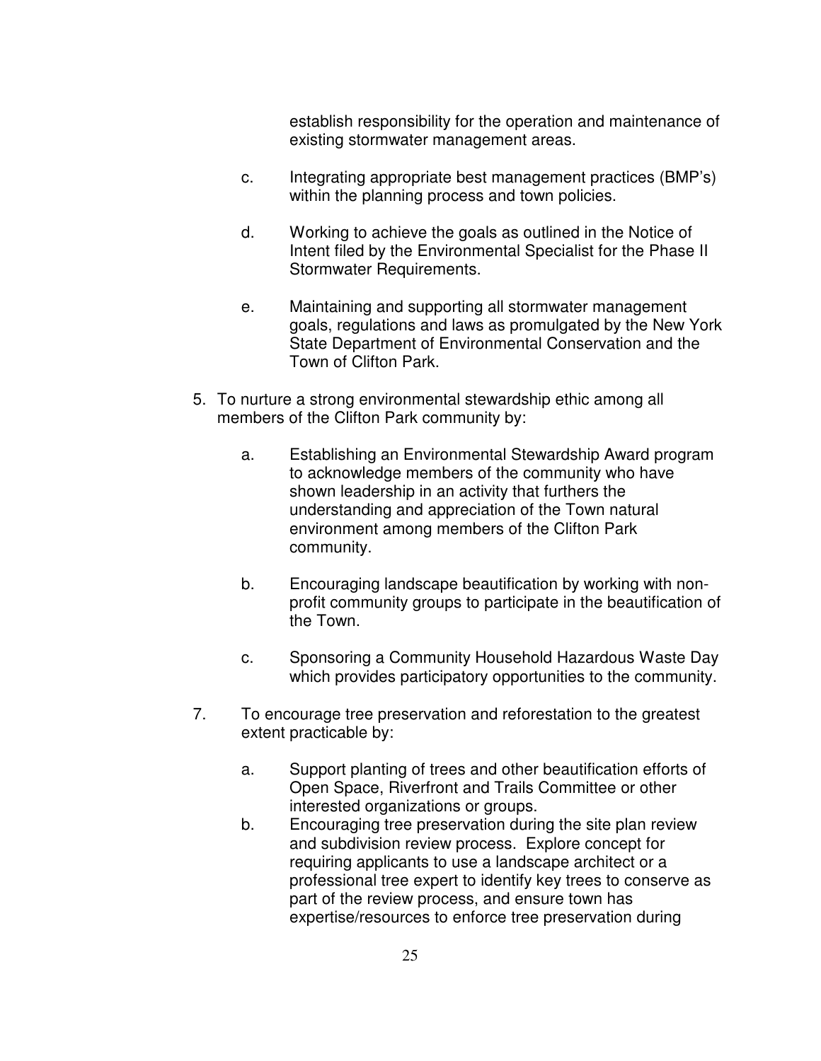establish responsibility for the operation and maintenance of existing stormwater management areas.

c. Integrating appropriate best management practices (BMP's) within the planning process and town policies.

d. Working to achieve the goals as outlined in the Notice of Intent filed by the Environmental Specialist for the Phase II Stormwater Requirements.

e. Maintaining and supporting all stormwater management goals, regulations and laws as promulgated by the New York State Department of Environmental Conservation and the Town of Clifton Park.

5. To nurture a strong environmental stewardship ethic among all members of the Clifton Park community by:

    a. Establishing an Environmental Stewardship Award program to acknowledge members of the community who have shown leadership in an activity that furthers the understanding and appreciation of the Town natural environment among members of the Clifton Park community.

    b. Encouraging landscape beautification by working with non-profit community groups to participate in the beautification of the Town.

    c. Sponsoring a Community Household Hazardous Waste Day which provides participatory opportunities to the community.

7. To encourage tree preservation and reforestation to the greatest extent practicable by:

    a. Support planting of trees and other beautification efforts of Open Space, Riverfront and Trails Committee or other interested organizations or groups.
    b. Encouraging tree preservation during the site plan review and subdivision review process. Explore concept for requiring applicants to use a landscape architect or a professional tree expert to identify key trees to conserve as part of the review process, and ensure town has expertise/resources to enforce tree preservation during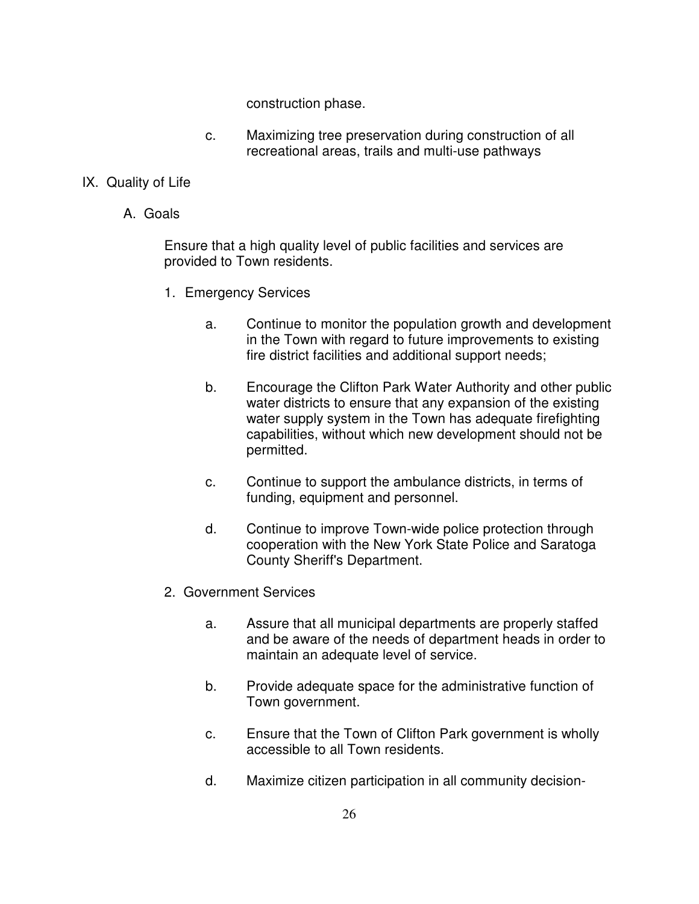construction phase.

c. Maximizing tree preservation during construction of all recreational areas, trails and multi-use pathways

## IX. Quality of Life

### A. Goals

Ensure that a high quality level of public facilities and services are provided to Town residents.

1. Emergency Services

   a. Continue to monitor the population growth and development in the Town with regard to future improvements to existing fire district facilities and additional support needs;

   b. Encourage the Clifton Park Water Authority and other public water districts to ensure that any expansion of the existing water supply system in the Town has adequate firefighting capabilities, without which new development should not be permitted.

   c. Continue to support the ambulance districts, in terms of funding, equipment and personnel.

   d. Continue to improve Town-wide police protection through cooperation with the New York State Police and Saratoga County Sheriff's Department.

2. Government Services

   a. Assure that all municipal departments are properly staffed and be aware of the needs of department heads in order to maintain an adequate level of service.

   b. Provide adequate space for the administrative function of Town government.

   c. Ensure that the Town of Clifton Park government is wholly accessible to all Town residents.

   d. Maximize citizen participation in all community decision-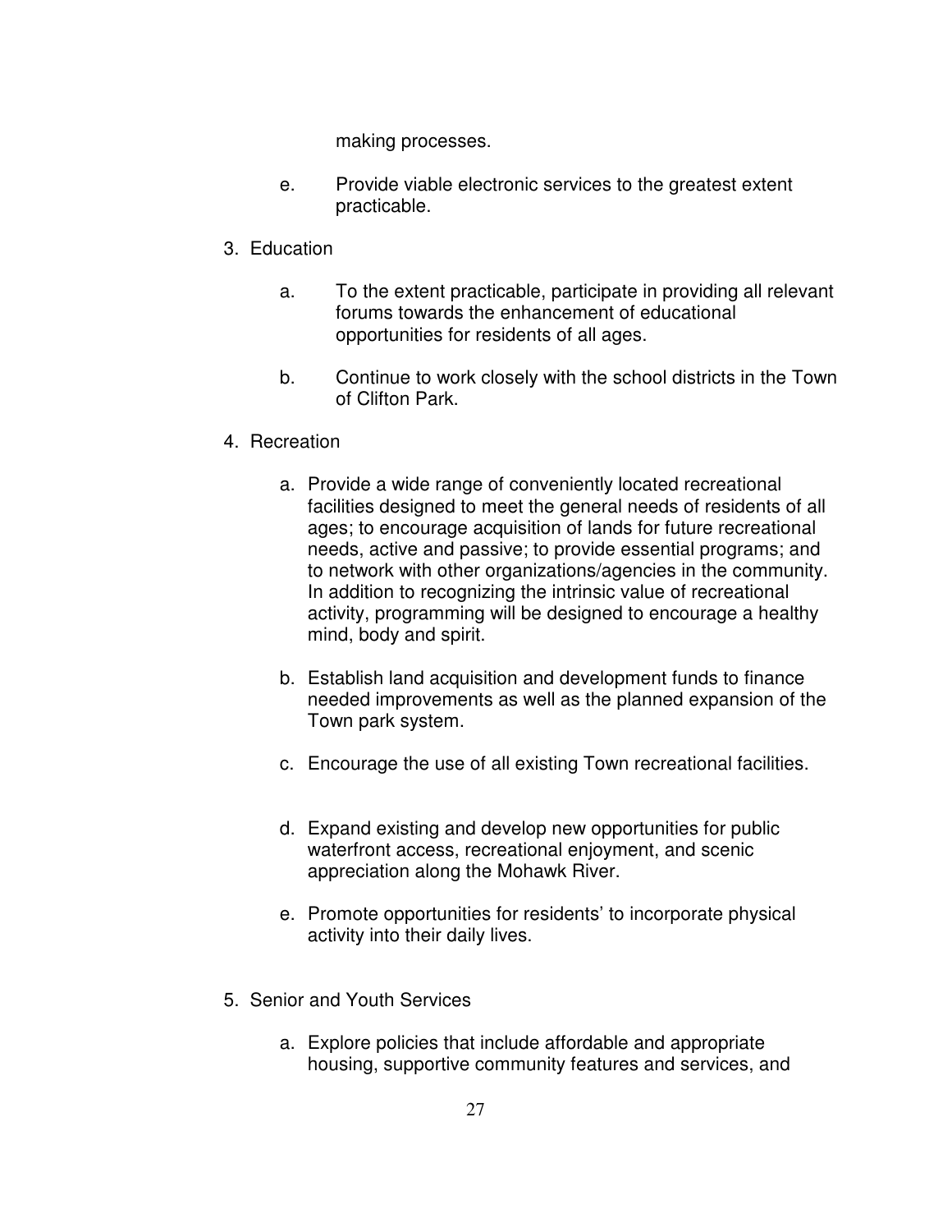making processes.

e. Provide viable electronic services to the greatest extent practicable.

3. Education

    a. To the extent practicable, participate in providing all relevant forums towards the enhancement of educational opportunities for residents of all ages.

    b. Continue to work closely with the school districts in the Town of Clifton Park.

4. Recreation

    a. Provide a wide range of conveniently located recreational facilities designed to meet the general needs of residents of all ages; to encourage acquisition of lands for future recreational needs, active and passive; to provide essential programs; and to network with other organizations/agencies in the community. In addition to recognizing the intrinsic value of recreational activity, programming will be designed to encourage a healthy mind, body and spirit.

    b. Establish land acquisition and development funds to finance needed improvements as well as the planned expansion of the Town park system.

    c. Encourage the use of all existing Town recreational facilities.

    d. Expand existing and develop new opportunities for public waterfront access, recreational enjoyment, and scenic appreciation along the Mohawk River.

    e. Promote opportunities for residents' to incorporate physical activity into their daily lives.

5. Senior and Youth Services

    a. Explore policies that include affordable and appropriate housing, supportive community features and services, and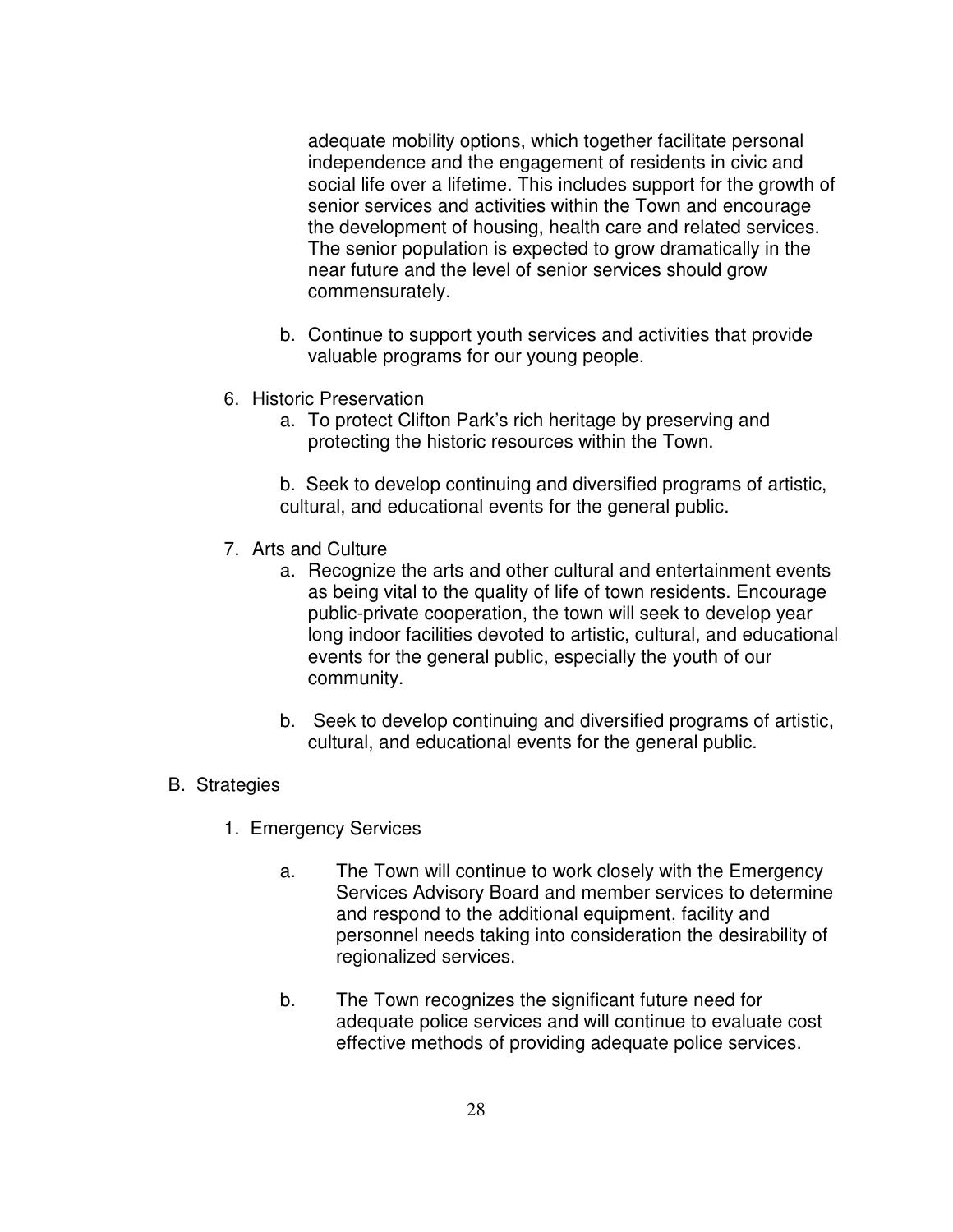adequate mobility options, which together facilitate personal independence and the engagement of residents in civic and social life over a lifetime. This includes support for the growth of senior services and activities within the Town and encourage the development of housing, health care and related services. The senior population is expected to grow dramatically in the near future and the level of senior services should grow commensurately.

   b. Continue to support youth services and activities that provide valuable programs for our young people.

6. Historic Preservation
   a. To protect Clifton Park's rich heritage by preserving and protecting the historic resources within the Town.

   b. Seek to develop continuing and diversified programs of artistic, cultural, and educational events for the general public.

7. Arts and Culture
   a. Recognize the arts and other cultural and entertainment events as being vital to the quality of life of town residents. Encourage public-private cooperation, the town will seek to develop year long indoor facilities devoted to artistic, cultural, and educational events for the general public, especially the youth of our community.

   b. Seek to develop continuing and diversified programs of artistic, cultural, and educational events for the general public.

B. Strategies

1. Emergency Services

   a. The Town will continue to work closely with the Emergency Services Advisory Board and member services to determine and respond to the additional equipment, facility and personnel needs taking into consideration the desirability of regionalized services.

   b. The Town recognizes the significant future need for adequate police services and will continue to evaluate cost effective methods of providing adequate police services.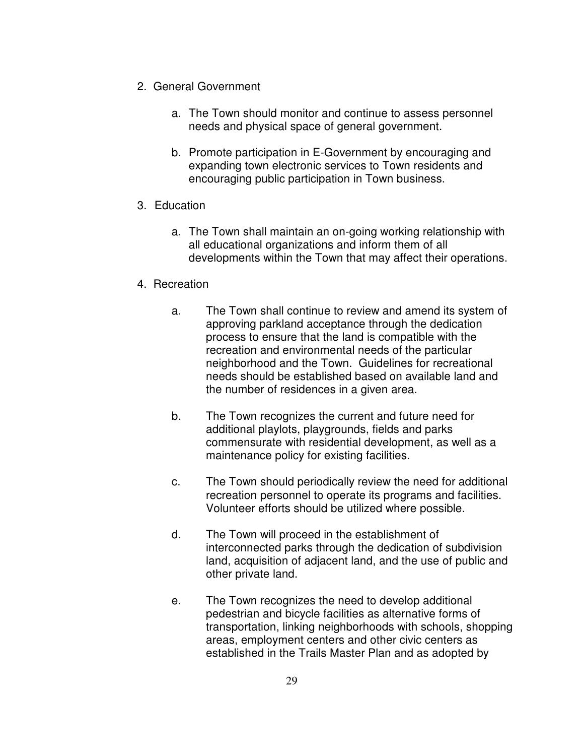2. General Government

   a. The Town should monitor and continue to assess personnel needs and physical space of general government.

   b. Promote participation in E-Government by encouraging and expanding town electronic services to Town residents and encouraging public participation in Town business.

3. Education

   a. The Town shall maintain an on-going working relationship with all educational organizations and inform them of all developments within the Town that may affect their operations.

4. Recreation

   a. The Town shall continue to review and amend its system of approving parkland acceptance through the dedication process to ensure that the land is compatible with the recreation and environmental needs of the particular neighborhood and the Town. Guidelines for recreational needs should be established based on available land and the number of residences in a given area.

   b. The Town recognizes the current and future need for additional playlots, playgrounds, fields and parks commensurate with residential development, as well as a maintenance policy for existing facilities.

   c. The Town should periodically review the need for additional recreation personnel to operate its programs and facilities. Volunteer efforts should be utilized where possible.

   d. The Town will proceed in the establishment of interconnected parks through the dedication of subdivision land, acquisition of adjacent land, and the use of public and other private land.

   e. The Town recognizes the need to develop additional pedestrian and bicycle facilities as alternative forms of transportation, linking neighborhoods with schools, shopping areas, employment centers and other civic centers as established in the Trails Master Plan and as adopted by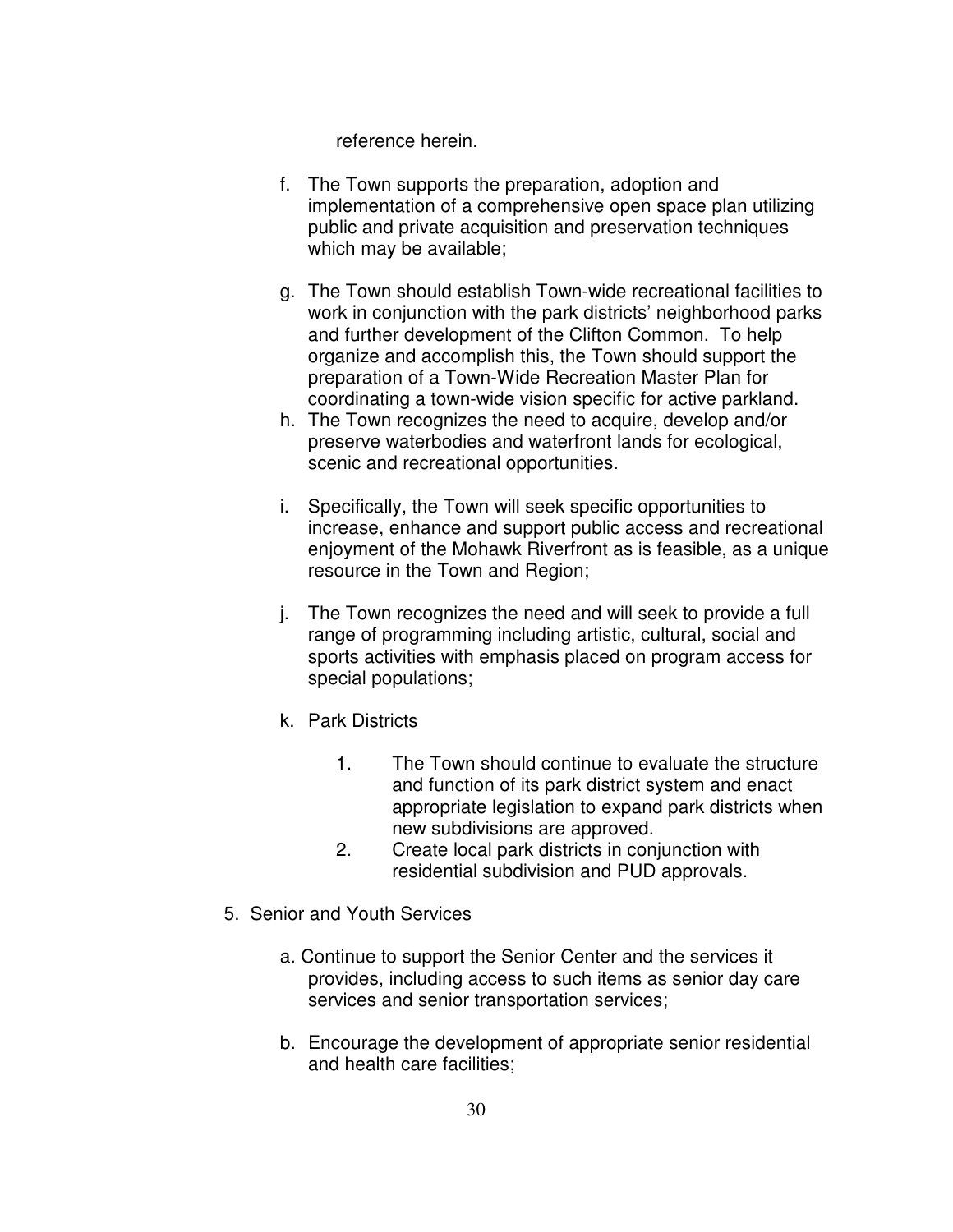reference herein.

f. The Town supports the preparation, adoption and implementation of a comprehensive open space plan utilizing public and private acquisition and preservation techniques which may be available;

g. The Town should establish Town-wide recreational facilities to work in conjunction with the park districts' neighborhood parks and further development of the Clifton Common. To help organize and accomplish this, the Town should support the preparation of a Town-Wide Recreation Master Plan for coordinating a town-wide vision specific for active parkland.

h. The Town recognizes the need to acquire, develop and/or preserve waterbodies and waterfront lands for ecological, scenic and recreational opportunities.

i. Specifically, the Town will seek specific opportunities to increase, enhance and support public access and recreational enjoyment of the Mohawk Riverfront as is feasible, as a unique resource in the Town and Region;

j. The Town recognizes the need and will seek to provide a full range of programming including artistic, cultural, social and sports activities with emphasis placed on program access for special populations;

k. Park Districts

   1. The Town should continue to evaluate the structure and function of its park district system and enact appropriate legislation to expand park districts when new subdivisions are approved.
   2. Create local park districts in conjunction with residential subdivision and PUD approvals.

5. Senior and Youth Services

   a. Continue to support the Senior Center and the services it provides, including access to such items as senior day care services and senior transportation services;

   b. Encourage the development of appropriate senior residential and health care facilities;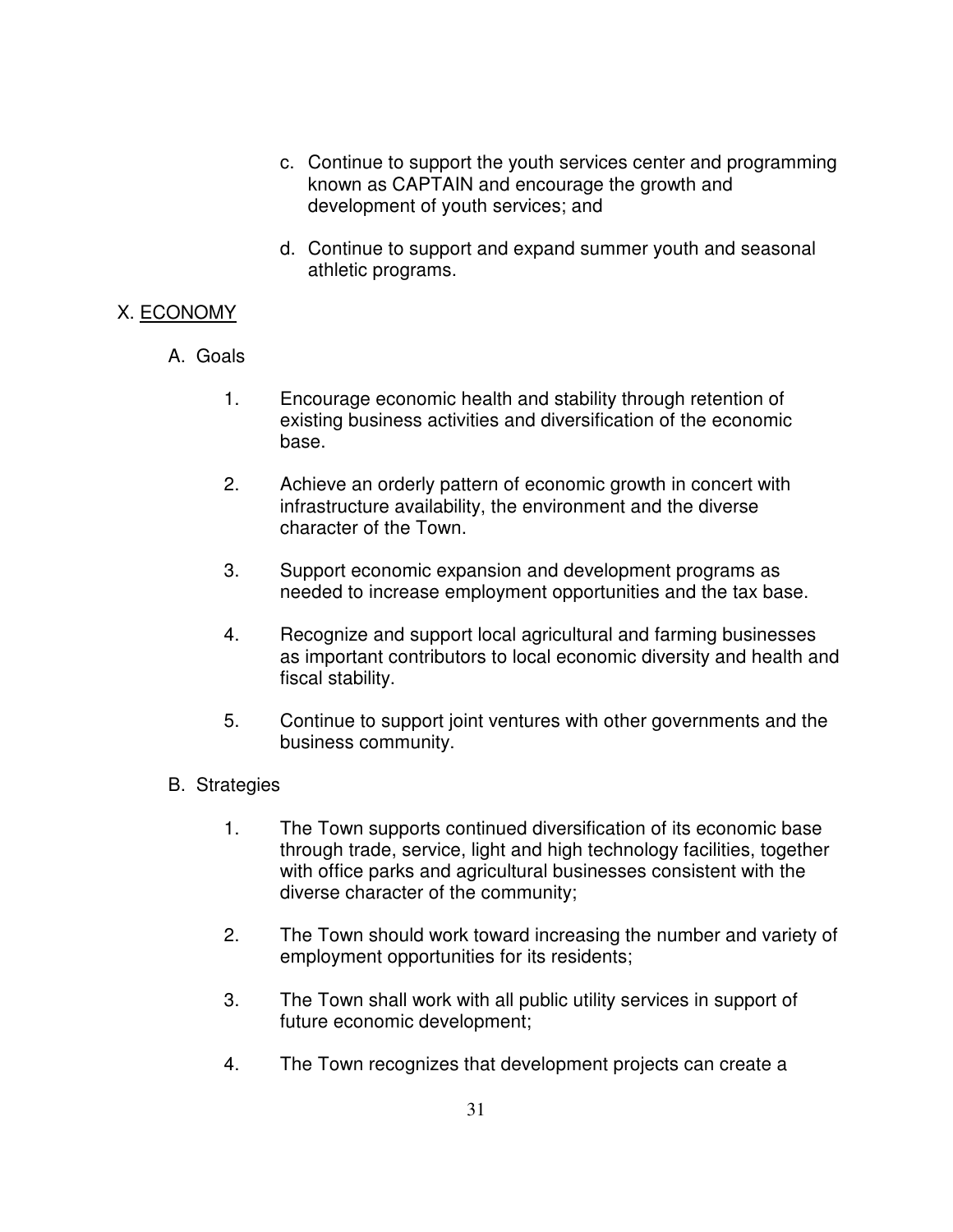c. Continue to support the youth services center and programming known as CAPTAIN and encourage the growth and development of youth services; and

d. Continue to support and expand summer youth and seasonal athletic programs.

## X. ECONOMY

### A. Goals

1. Encourage economic health and stability through retention of existing business activities and diversification of the economic base.

2. Achieve an orderly pattern of economic growth in concert with infrastructure availability, the environment and the diverse character of the Town.

3. Support economic expansion and development programs as needed to increase employment opportunities and the tax base.

4. Recognize and support local agricultural and farming businesses as important contributors to local economic diversity and health and fiscal stability.

5. Continue to support joint ventures with other governments and the business community.

### B. Strategies

1. The Town supports continued diversification of its economic base through trade, service, light and high technology facilities, together with office parks and agricultural businesses consistent with the diverse character of the community;

2. The Town should work toward increasing the number and variety of employment opportunities for its residents;

3. The Town shall work with all public utility services in support of future economic development;

4. The Town recognizes that development projects can create a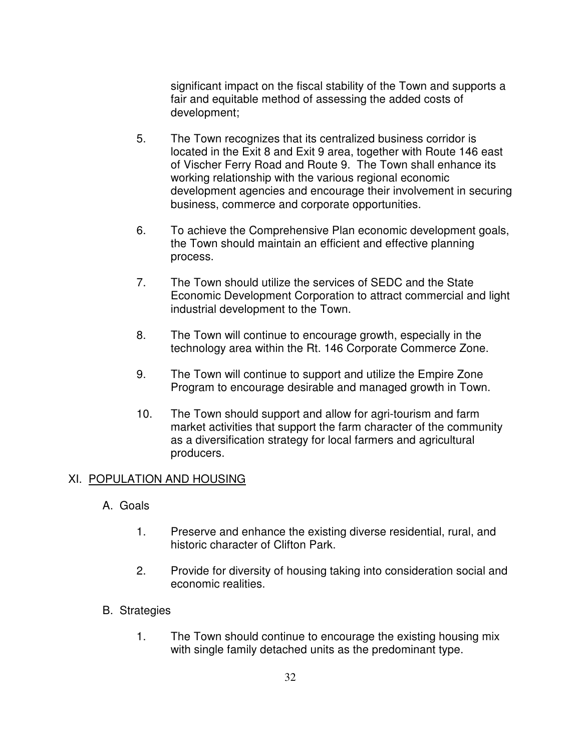significant impact on the fiscal stability of the Town and supports a fair and equitable method of assessing the added costs of development;

5. The Town recognizes that its centralized business corridor is located in the Exit 8 and Exit 9 area, together with Route 146 east of Vischer Ferry Road and Route 9. The Town shall enhance its working relationship with the various regional economic development agencies and encourage their involvement in securing business, commerce and corporate opportunities.

6. To achieve the Comprehensive Plan economic development goals, the Town should maintain an efficient and effective planning process.

7. The Town should utilize the services of SEDC and the State Economic Development Corporation to attract commercial and light industrial development to the Town.

8. The Town will continue to encourage growth, especially in the technology area within the Rt. 146 Corporate Commerce Zone.

9. The Town will continue to support and utilize the Empire Zone Program to encourage desirable and managed growth in Town.

10. The Town should support and allow for agri-tourism and farm market activities that support the farm character of the community as a diversification strategy for local farmers and agricultural producers.

## XI. POPULATION AND HOUSING

### A. Goals

1. Preserve and enhance the existing diverse residential, rural, and historic character of Clifton Park.

2. Provide for diversity of housing taking into consideration social and economic realities.

### B. Strategies

1. The Town should continue to encourage the existing housing mix with single family detached units as the predominant type.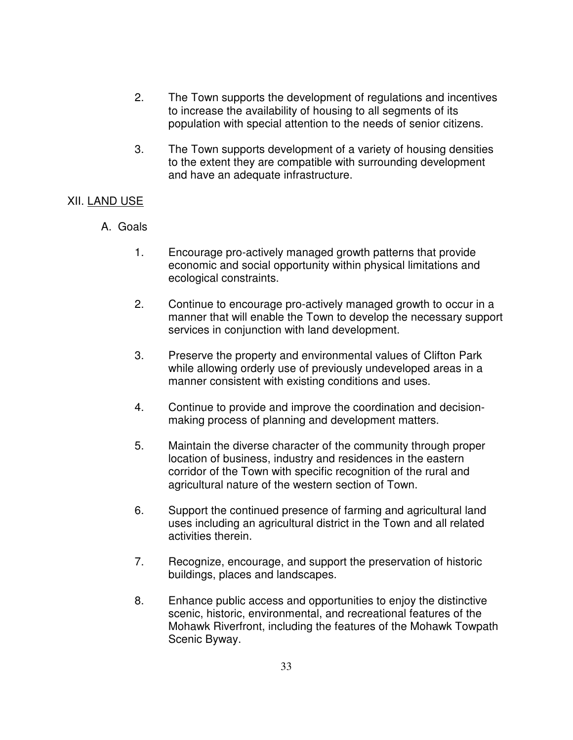2. The Town supports the development of regulations and incentives to increase the availability of housing to all segments of its population with special attention to the needs of senior citizens.

3. The Town supports development of a variety of housing densities to the extent they are compatible with surrounding development and have an adequate infrastructure.

## XII. LAND USE

### A. Goals

1. Encourage pro-actively managed growth patterns that provide economic and social opportunity within physical limitations and ecological constraints.

2. Continue to encourage pro-actively managed growth to occur in a manner that will enable the Town to develop the necessary support services in conjunction with land development.

3. Preserve the property and environmental values of Clifton Park while allowing orderly use of previously undeveloped areas in a manner consistent with existing conditions and uses.

4. Continue to provide and improve the coordination and decision-making process of planning and development matters.

5. Maintain the diverse character of the community through proper location of business, industry and residences in the eastern corridor of the Town with specific recognition of the rural and agricultural nature of the western section of Town.

6. Support the continued presence of farming and agricultural land uses including an agricultural district in the Town and all related activities therein.

7. Recognize, encourage, and support the preservation of historic buildings, places and landscapes.

8. Enhance public access and opportunities to enjoy the distinctive scenic, historic, environmental, and recreational features of the Mohawk Riverfront, including the features of the Mohawk Towpath Scenic Byway.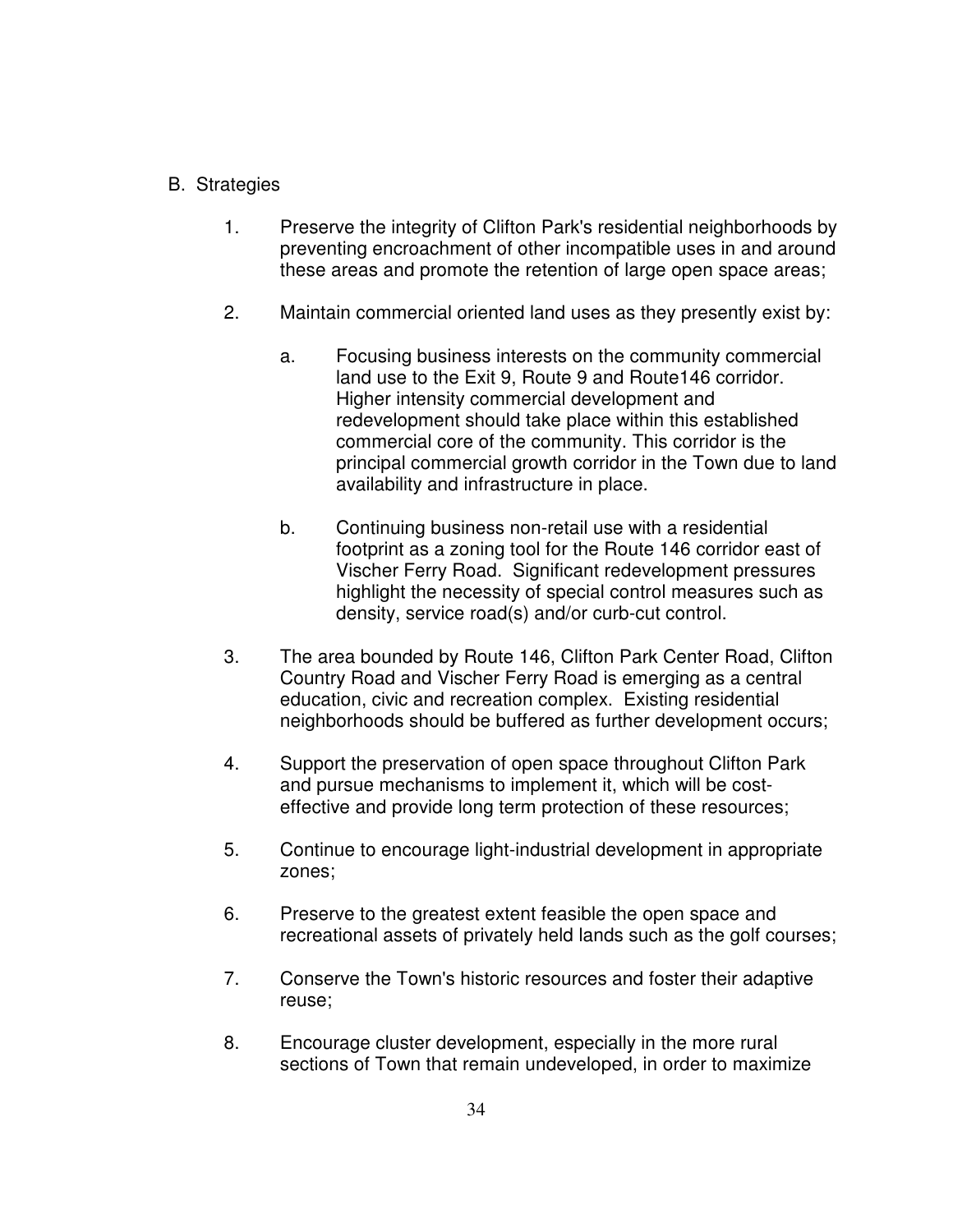## B. Strategies

1. Preserve the integrity of Clifton Park's residential neighborhoods by preventing encroachment of other incompatible uses in and around these areas and promote the retention of large open space areas;

2. Maintain commercial oriented land uses as they presently exist by:

   a. Focusing business interests on the community commercial land use to the Exit 9, Route 9 and Route146 corridor. Higher intensity commercial development and redevelopment should take place within this established commercial core of the community. This corridor is the principal commercial growth corridor in the Town due to land availability and infrastructure in place.

   b. Continuing business non-retail use with a residential footprint as a zoning tool for the Route 146 corridor east of Vischer Ferry Road. Significant redevelopment pressures highlight the necessity of special control measures such as density, service road(s) and/or curb-cut control.

3. The area bounded by Route 146, Clifton Park Center Road, Clifton Country Road and Vischer Ferry Road is emerging as a central education, civic and recreation complex. Existing residential neighborhoods should be buffered as further development occurs;

4. Support the preservation of open space throughout Clifton Park and pursue mechanisms to implement it, which will be cost-effective and provide long term protection of these resources;

5. Continue to encourage light-industrial development in appropriate zones;

6. Preserve to the greatest extent feasible the open space and recreational assets of privately held lands such as the golf courses;

7. Conserve the Town's historic resources and foster their adaptive reuse;

8. Encourage cluster development, especially in the more rural sections of Town that remain undeveloped, in order to maximize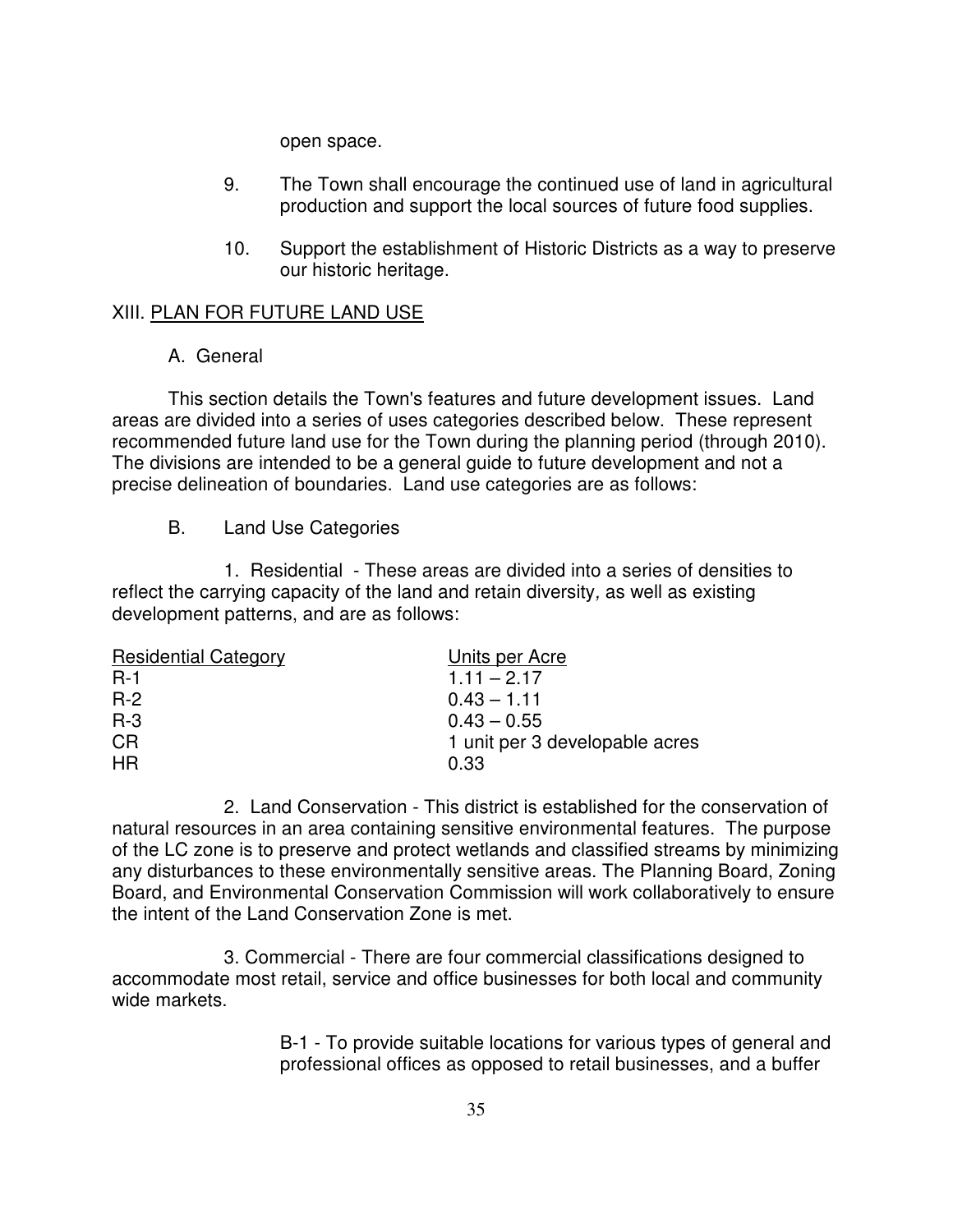open space.

9. The Town shall encourage the continued use of land in agricultural production and support the local sources of future food supplies.

10. Support the establishment of Historic Districts as a way to preserve our historic heritage.

## XIII. PLAN FOR FUTURE LAND USE

### A. General

This section details the Town's features and future development issues. Land areas are divided into a series of uses categories described below. These represent recommended future land use for the Town during the planning period (through 2010). The divisions are intended to be a general guide to future development and not a precise delineation of boundaries. Land use categories are as follows:

### B. Land Use Categories

1. Residential - These areas are divided into a series of densities to reflect the carrying capacity of the land and retain diversity, as well as existing development patterns, and are as follows:

| Residential Category | Units per Acre |
|---|---|
| R-1 | 1.11 – 2.17 |
| R-2 | 0.43 – 1.11 |
| R-3 | 0.43 – 0.55 |
| CR | 1 unit per 3 developable acres |
| HR | 0.33 |

2. Land Conservation - This district is established for the conservation of natural resources in an area containing sensitive environmental features. The purpose of the LC zone is to preserve and protect wetlands and classified streams by minimizing any disturbances to these environmentally sensitive areas. The Planning Board, Zoning Board, and Environmental Conservation Commission will work collaboratively to ensure the intent of the Land Conservation Zone is met.

3. Commercial - There are four commercial classifications designed to accommodate most retail, service and office businesses for both local and community wide markets.

B-1 - To provide suitable locations for various types of general and professional offices as opposed to retail businesses, and a buffer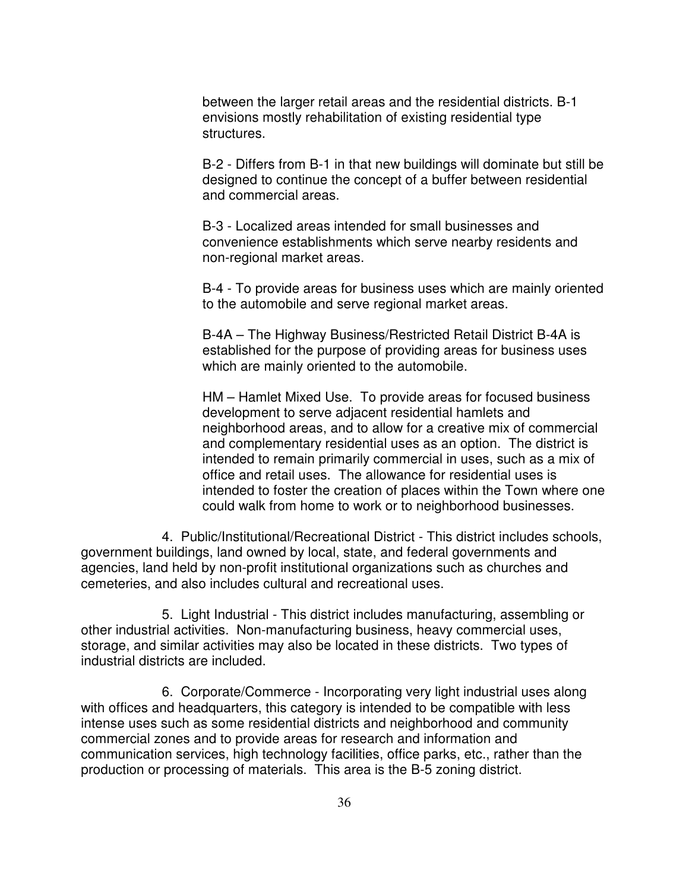between the larger retail areas and the residential districts. B-1 envisions mostly rehabilitation of existing residential type structures.

B-2 - Differs from B-1 in that new buildings will dominate but still be designed to continue the concept of a buffer between residential and commercial areas.

B-3 - Localized areas intended for small businesses and convenience establishments which serve nearby residents and non-regional market areas.

B-4 - To provide areas for business uses which are mainly oriented to the automobile and serve regional market areas.

B-4A – The Highway Business/Restricted Retail District B-4A is established for the purpose of providing areas for business uses which are mainly oriented to the automobile.

HM – Hamlet Mixed Use. To provide areas for focused business development to serve adjacent residential hamlets and neighborhood areas, and to allow for a creative mix of commercial and complementary residential uses as an option. The district is intended to remain primarily commercial in uses, such as a mix of office and retail uses. The allowance for residential uses is intended to foster the creation of places within the Town where one could walk from home to work or to neighborhood businesses.

4. Public/Institutional/Recreational District - This district includes schools, government buildings, land owned by local, state, and federal governments and agencies, land held by non-profit institutional organizations such as churches and cemeteries, and also includes cultural and recreational uses.

5. Light Industrial - This district includes manufacturing, assembling or other industrial activities. Non-manufacturing business, heavy commercial uses, storage, and similar activities may also be located in these districts. Two types of industrial districts are included.

6. Corporate/Commerce - Incorporating very light industrial uses along with offices and headquarters, this category is intended to be compatible with less intense uses such as some residential districts and neighborhood and community commercial zones and to provide areas for research and information and communication services, high technology facilities, office parks, etc., rather than the production or processing of materials. This area is the B-5 zoning district.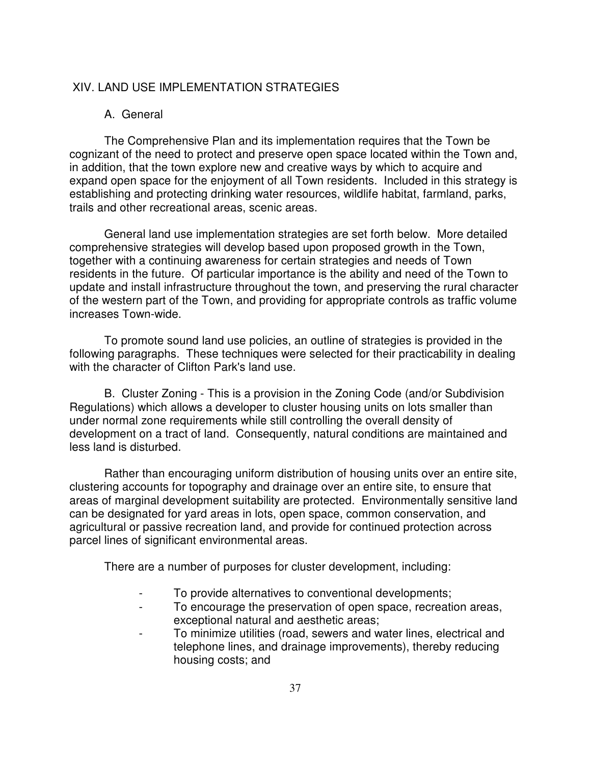## XIV. LAND USE IMPLEMENTATION STRATEGIES

### A. General

The Comprehensive Plan and its implementation requires that the Town be cognizant of the need to protect and preserve open space located within the Town and, in addition, that the town explore new and creative ways by which to acquire and expand open space for the enjoyment of all Town residents. Included in this strategy is establishing and protecting drinking water resources, wildlife habitat, farmland, parks, trails and other recreational areas, scenic areas.

General land use implementation strategies are set forth below. More detailed comprehensive strategies will develop based upon proposed growth in the Town, together with a continuing awareness for certain strategies and needs of Town residents in the future. Of particular importance is the ability and need of the Town to update and install infrastructure throughout the town, and preserving the rural character of the western part of the Town, and providing for appropriate controls as traffic volume increases Town-wide.

To promote sound land use policies, an outline of strategies is provided in the following paragraphs. These techniques were selected for their practicability in dealing with the character of Clifton Park's land use.

B. Cluster Zoning - This is a provision in the Zoning Code (and/or Subdivision Regulations) which allows a developer to cluster housing units on lots smaller than under normal zone requirements while still controlling the overall density of development on a tract of land. Consequently, natural conditions are maintained and less land is disturbed.

Rather than encouraging uniform distribution of housing units over an entire site, clustering accounts for topography and drainage over an entire site, to ensure that areas of marginal development suitability are protected. Environmentally sensitive land can be designated for yard areas in lots, open space, common conservation, and agricultural or passive recreation land, and provide for continued protection across parcel lines of significant environmental areas.

There are a number of purposes for cluster development, including:

- To provide alternatives to conventional developments;
- To encourage the preservation of open space, recreation areas, exceptional natural and aesthetic areas;
- To minimize utilities (road, sewers and water lines, electrical and telephone lines, and drainage improvements), thereby reducing housing costs; and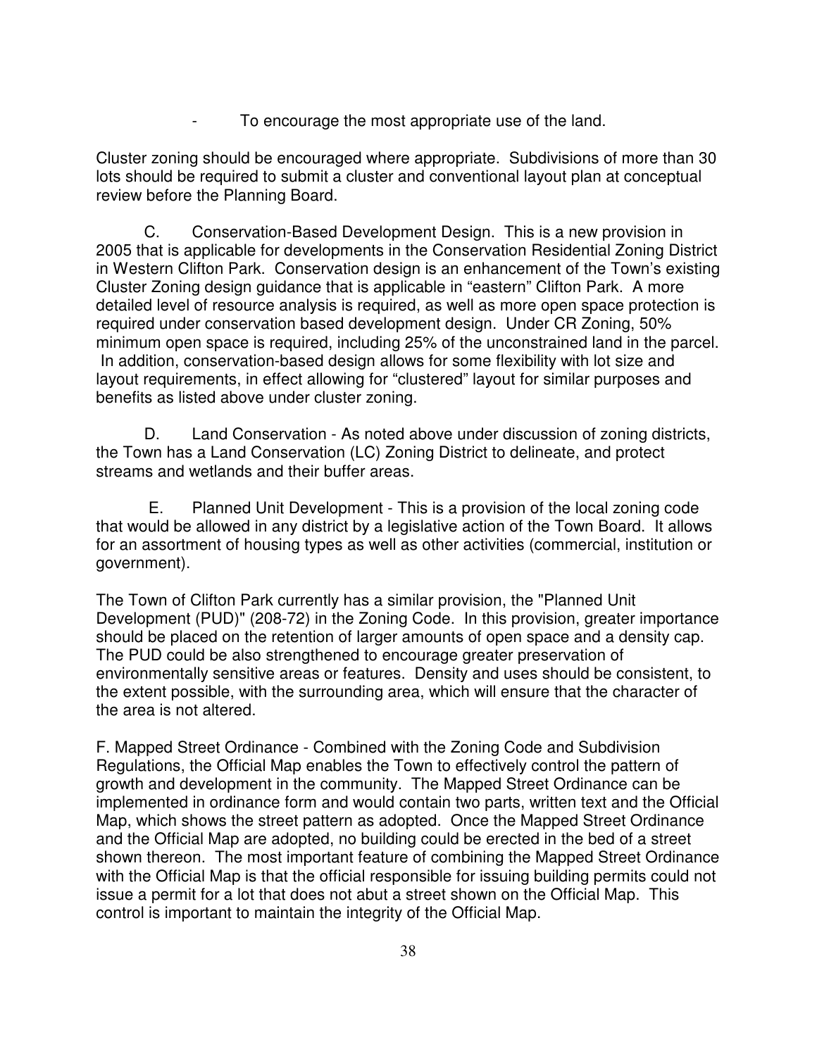- To encourage the most appropriate use of the land.

Cluster zoning should be encouraged where appropriate. Subdivisions of more than 30 lots should be required to submit a cluster and conventional layout plan at conceptual review before the Planning Board.

C. Conservation-Based Development Design. This is a new provision in 2005 that is applicable for developments in the Conservation Residential Zoning District in Western Clifton Park. Conservation design is an enhancement of the Town's existing Cluster Zoning design guidance that is applicable in "eastern" Clifton Park. A more detailed level of resource analysis is required, as well as more open space protection is required under conservation based development design. Under CR Zoning, 50% minimum open space is required, including 25% of the unconstrained land in the parcel. In addition, conservation-based design allows for some flexibility with lot size and layout requirements, in effect allowing for "clustered" layout for similar purposes and benefits as listed above under cluster zoning.

D. Land Conservation - As noted above under discussion of zoning districts, the Town has a Land Conservation (LC) Zoning District to delineate, and protect streams and wetlands and their buffer areas.

E. Planned Unit Development - This is a provision of the local zoning code that would be allowed in any district by a legislative action of the Town Board. It allows for an assortment of housing types as well as other activities (commercial, institution or government).

The Town of Clifton Park currently has a similar provision, the "Planned Unit Development (PUD)" (208-72) in the Zoning Code. In this provision, greater importance should be placed on the retention of larger amounts of open space and a density cap. The PUD could be also strengthened to encourage greater preservation of environmentally sensitive areas or features. Density and uses should be consistent, to the extent possible, with the surrounding area, which will ensure that the character of the area is not altered.

F. Mapped Street Ordinance - Combined with the Zoning Code and Subdivision Regulations, the Official Map enables the Town to effectively control the pattern of growth and development in the community. The Mapped Street Ordinance can be implemented in ordinance form and would contain two parts, written text and the Official Map, which shows the street pattern as adopted. Once the Mapped Street Ordinance and the Official Map are adopted, no building could be erected in the bed of a street shown thereon. The most important feature of combining the Mapped Street Ordinance with the Official Map is that the official responsible for issuing building permits could not issue a permit for a lot that does not abut a street shown on the Official Map. This control is important to maintain the integrity of the Official Map.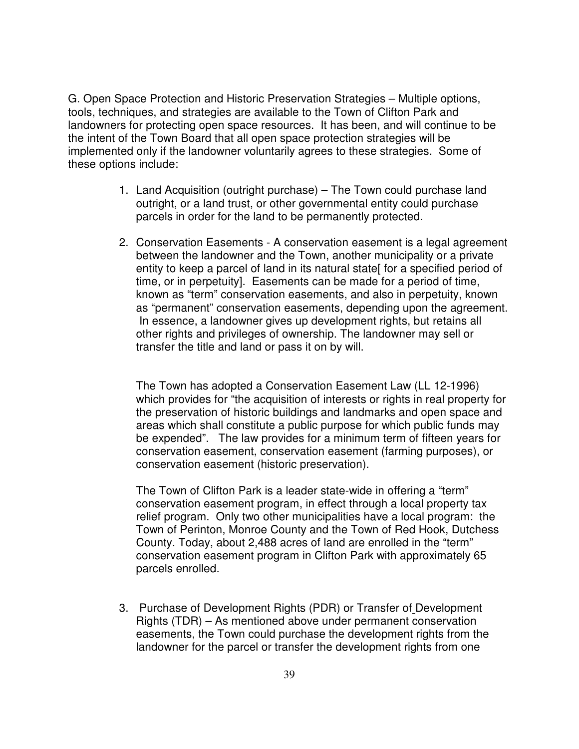G. Open Space Protection and Historic Preservation Strategies – Multiple options, tools, techniques, and strategies are available to the Town of Clifton Park and landowners for protecting open space resources. It has been, and will continue to be the intent of the Town Board that all open space protection strategies will be implemented only if the landowner voluntarily agrees to these strategies. Some of these options include:

1. Land Acquisition (outright purchase) – The Town could purchase land outright, or a land trust, or other governmental entity could purchase parcels in order for the land to be permanently protected.

2. Conservation Easements - A conservation easement is a legal agreement between the landowner and the Town, another municipality or a private entity to keep a parcel of land in its natural state[ for a specified period of time, or in perpetuity]. Easements can be made for a period of time, known as "term" conservation easements, and also in perpetuity, known as "permanent" conservation easements, depending upon the agreement. In essence, a landowner gives up development rights, but retains all other rights and privileges of ownership. The landowner may sell or transfer the title and land or pass it on by will.

   The Town has adopted a Conservation Easement Law (LL 12-1996) which provides for "the acquisition of interests or rights in real property for the preservation of historic buildings and landmarks and open space and areas which shall constitute a public purpose for which public funds may be expended". The law provides for a minimum term of fifteen years for conservation easement, conservation easement (farming purposes), or conservation easement (historic preservation).

   The Town of Clifton Park is a leader state-wide in offering a "term" conservation easement program, in effect through a local property tax relief program. Only two other municipalities have a local program: the Town of Perinton, Monroe County and the Town of Red Hook, Dutchess County. Today, about 2,488 acres of land are enrolled in the "term" conservation easement program in Clifton Park with approximately 65 parcels enrolled.

3. Purchase of Development Rights (PDR) or Transfer of Development Rights (TDR) – As mentioned above under permanent conservation easements, the Town could purchase the development rights from the landowner for the parcel or transfer the development rights from one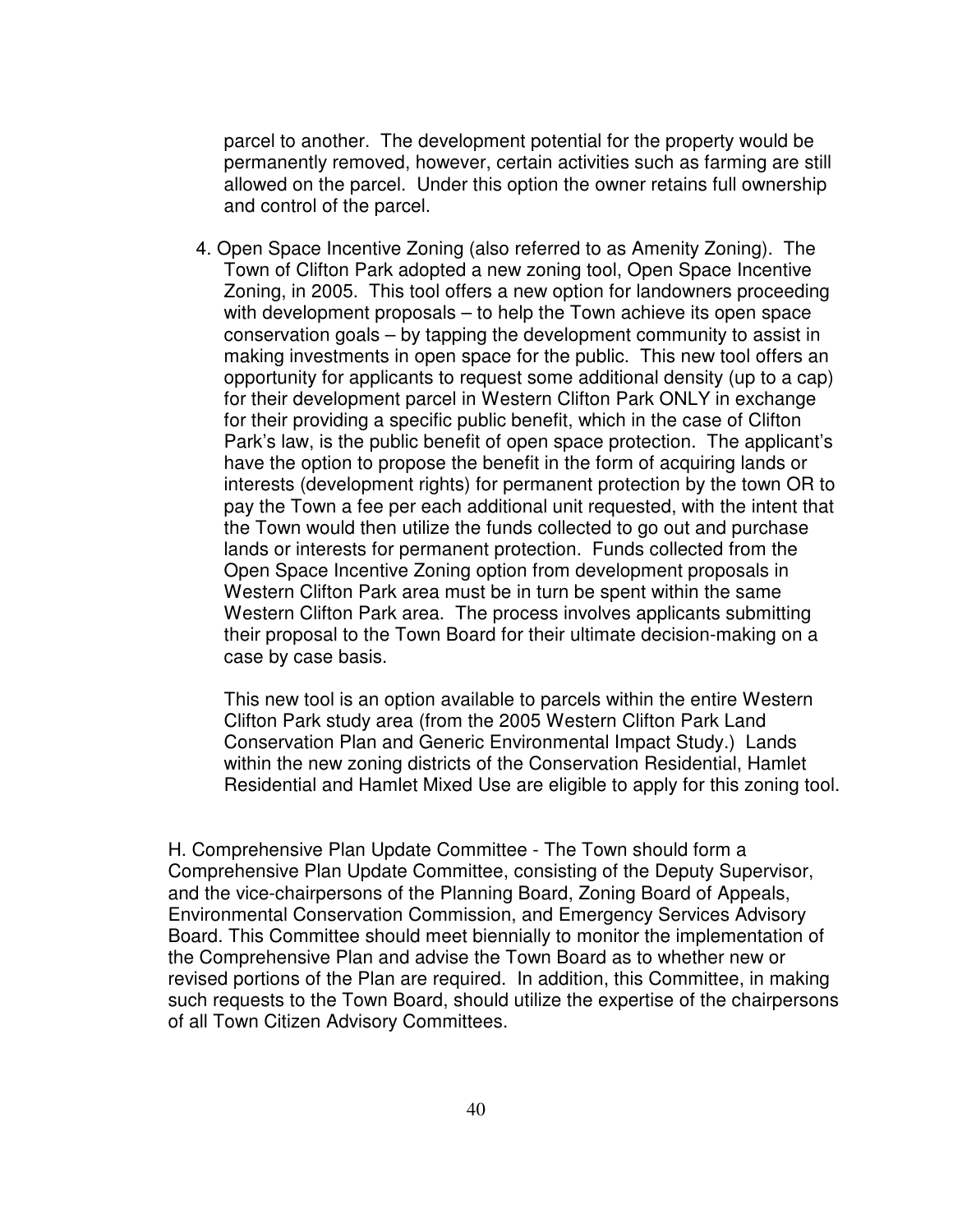parcel to another. The development potential for the property would be permanently removed, however, certain activities such as farming are still allowed on the parcel. Under this option the owner retains full ownership and control of the parcel.

4. Open Space Incentive Zoning (also referred to as Amenity Zoning). The Town of Clifton Park adopted a new zoning tool, Open Space Incentive Zoning, in 2005. This tool offers a new option for landowners proceeding with development proposals – to help the Town achieve its open space conservation goals – by tapping the development community to assist in making investments in open space for the public. This new tool offers an opportunity for applicants to request some additional density (up to a cap) for their development parcel in Western Clifton Park ONLY in exchange for their providing a specific public benefit, which in the case of Clifton Park's law, is the public benefit of open space protection. The applicant's have the option to propose the benefit in the form of acquiring lands or interests (development rights) for permanent protection by the town OR to pay the Town a fee per each additional unit requested, with the intent that the Town would then utilize the funds collected to go out and purchase lands or interests for permanent protection. Funds collected from the Open Space Incentive Zoning option from development proposals in Western Clifton Park area must be in turn be spent within the same Western Clifton Park area. The process involves applicants submitting their proposal to the Town Board for their ultimate decision-making on a case by case basis.

   This new tool is an option available to parcels within the entire Western Clifton Park study area (from the 2005 Western Clifton Park Land Conservation Plan and Generic Environmental Impact Study.) Lands within the new zoning districts of the Conservation Residential, Hamlet Residential and Hamlet Mixed Use are eligible to apply for this zoning tool.

H. Comprehensive Plan Update Committee - The Town should form a Comprehensive Plan Update Committee, consisting of the Deputy Supervisor, and the vice-chairpersons of the Planning Board, Zoning Board of Appeals, Environmental Conservation Commission, and Emergency Services Advisory Board. This Committee should meet biennially to monitor the implementation of the Comprehensive Plan and advise the Town Board as to whether new or revised portions of the Plan are required. In addition, this Committee, in making such requests to the Town Board, should utilize the expertise of the chairpersons of all Town Citizen Advisory Committees.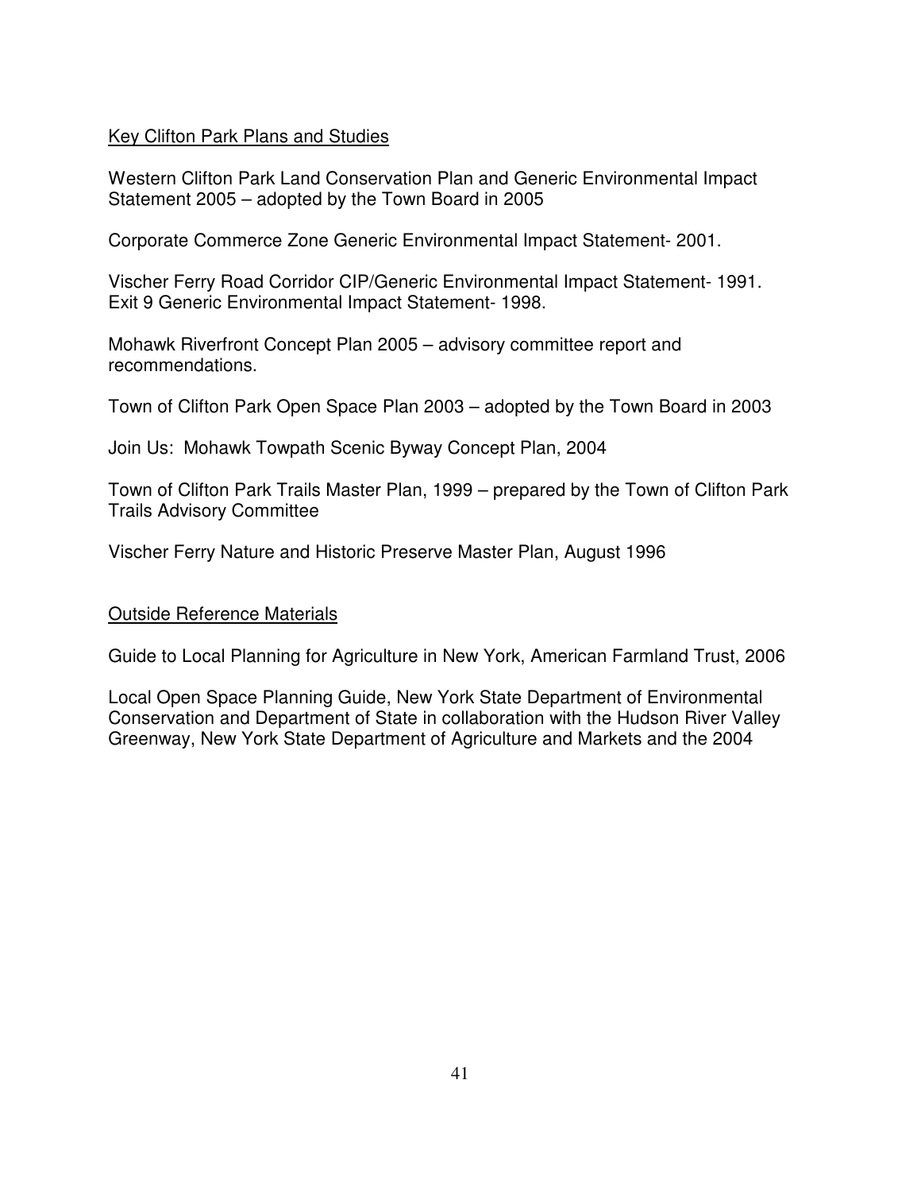Key Clifton Park Plans and Studies

Western Clifton Park Land Conservation Plan and Generic Environmental Impact Statement 2005 – adopted by the Town Board in 2005

Corporate Commerce Zone Generic Environmental Impact Statement- 2001.

Vischer Ferry Road Corridor CIP/Generic Environmental Impact Statement- 1991.
Exit 9 Generic Environmental Impact Statement- 1998.

Mohawk Riverfront Concept Plan 2005 – advisory committee report and recommendations.

Town of Clifton Park Open Space Plan 2003 – adopted by the Town Board in 2003

Join Us: Mohawk Towpath Scenic Byway Concept Plan, 2004

Town of Clifton Park Trails Master Plan, 1999 – prepared by the Town of Clifton Park Trails Advisory Committee

Vischer Ferry Nature and Historic Preserve Master Plan, August 1996

Outside Reference Materials

Guide to Local Planning for Agriculture in New York, American Farmland Trust, 2006

Local Open Space Planning Guide, New York State Department of Environmental Conservation and Department of State in collaboration with the Hudson River Valley Greenway, New York State Department of Agriculture and Markets and the 2004